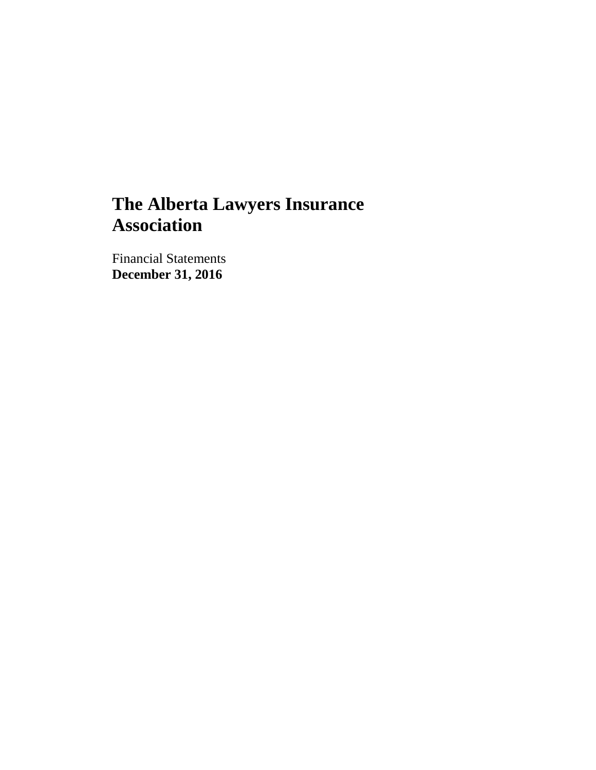# The Alberta Lawyers Insurance Association

Financial Statements
**December 31, 2016**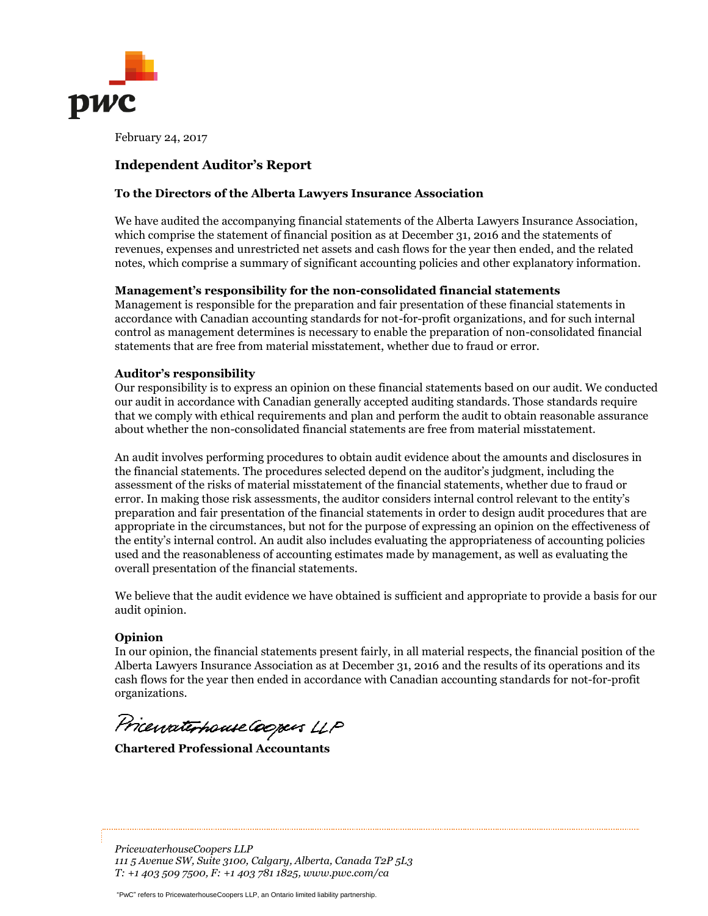February 24, 2017

## Independent Auditor's Report

### To the Directors of the Alberta Lawyers Insurance Association

We have audited the accompanying financial statements of the Alberta Lawyers Insurance Association, which comprise the statement of financial position as at December 31, 2016 and the statements of revenues, expenses and unrestricted net assets and cash flows for the year then ended, and the related notes, which comprise a summary of significant accounting policies and other explanatory information.

**Management's responsibility for the non-consolidated financial statements**
Management is responsible for the preparation and fair presentation of these financial statements in accordance with Canadian accounting standards for not-for-profit organizations, and for such internal control as management determines is necessary to enable the preparation of non-consolidated financial statements that are free from material misstatement, whether due to fraud or error.

**Auditor's responsibility**
Our responsibility is to express an opinion on these financial statements based on our audit. We conducted our audit in accordance with Canadian generally accepted auditing standards. Those standards require that we comply with ethical requirements and plan and perform the audit to obtain reasonable assurance about whether the non-consolidated financial statements are free from material misstatement.

An audit involves performing procedures to obtain audit evidence about the amounts and disclosures in the financial statements. The procedures selected depend on the auditor's judgment, including the assessment of the risks of material misstatement of the financial statements, whether due to fraud or error. In making those risk assessments, the auditor considers internal control relevant to the entity's preparation and fair presentation of the financial statements in order to design audit procedures that are appropriate in the circumstances, but not for the purpose of expressing an opinion on the effectiveness of the entity's internal control. An audit also includes evaluating the appropriateness of accounting policies used and the reasonableness of accounting estimates made by management, as well as evaluating the overall presentation of the financial statements.

We believe that the audit evidence we have obtained is sufficient and appropriate to provide a basis for our audit opinion.

**Opinion**
In our opinion, the financial statements present fairly, in all material respects, the financial position of the Alberta Lawyers Insurance Association as at December 31, 2016 and the results of its operations and its cash flows for the year then ended in accordance with Canadian accounting standards for not-for-profit organizations.

PricewaterhouseCoopers LLP

**Chartered Professional Accountants**

*PricewaterhouseCoopers LLP*
*111 5 Avenue SW, Suite 3100, Calgary, Alberta, Canada T2P 5L3*
*T: +1 403 509 7500, F: +1 403 781 1825, www.pwc.com/ca*

"PwC" refers to PricewaterhouseCoopers LLP, an Ontario limited liability partnership.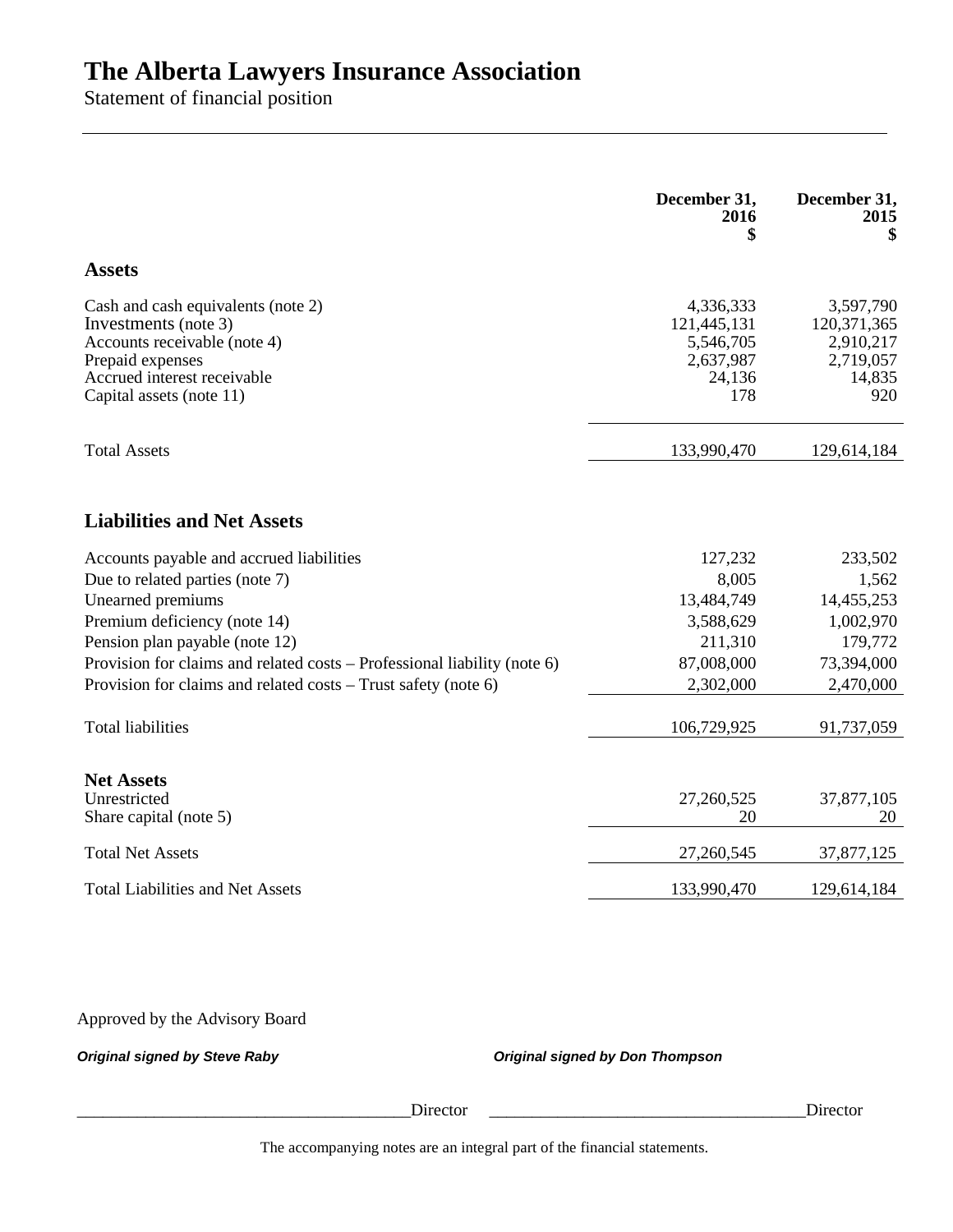# The Alberta Lawyers Insurance Association

Statement of financial position

| | December 31, 2016 $ | December 31, 2015 $ |
|---|---|---|
| **Assets** | | |
| Cash and cash equivalents (note 2) | 4,336,333 | 3,597,790 |
| Investments (note 3) | 121,445,131 | 120,371,365 |
| Accounts receivable (note 4) | 5,546,705 | 2,910,217 |
| Prepaid expenses | 2,637,987 | 2,719,057 |
| Accrued interest receivable | 24,136 | 14,835 |
| Capital assets (note 11) | 178 | 920 |
| Total Assets | 133,990,470 | 129,614,184 |
| **Liabilities and Net Assets** | | |
| Accounts payable and accrued liabilities | 127,232 | 233,502 |
| Due to related parties (note 7) | 8,005 | 1,562 |
| Unearned premiums | 13,484,749 | 14,455,253 |
| Premium deficiency (note 14) | 3,588,629 | 1,002,970 |
| Pension plan payable (note 12) | 211,310 | 179,772 |
| Provision for claims and related costs – Professional liability (note 6) | 87,008,000 | 73,394,000 |
| Provision for claims and related costs – Trust safety (note 6) | 2,302,000 | 2,470,000 |
| Total liabilities | 106,729,925 | 91,737,059 |
| **Net Assets** | | |
| Unrestricted | 27,260,525 | 37,877,105 |
| Share capital (note 5) | 20 | 20 |
| Total Net Assets | 27,260,545 | 37,877,125 |
| Total Liabilities and Net Assets | 133,990,470 | 129,614,184 |

Approved by the Advisory Board

***Original signed by Steve Raby*** ***Original signed by Don Thompson***

______________________________________Director ____________________________________Director

The accompanying notes are an integral part of the financial statements.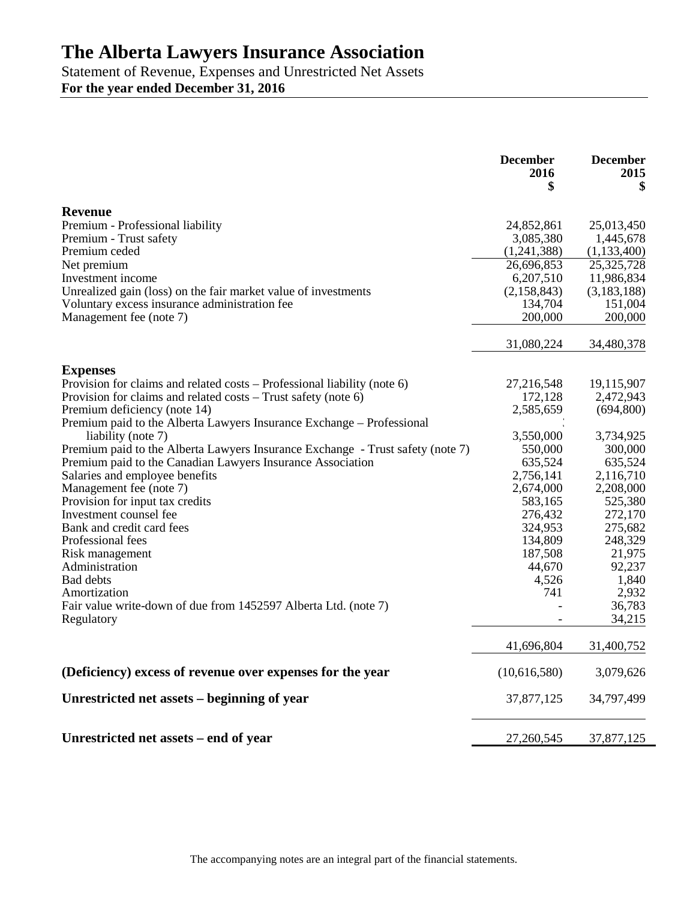# The Alberta Lawyers Insurance Association

Statement of Revenue, Expenses and Unrestricted Net Assets

**For the year ended December 31, 2016**

| | December 2016 $ | December 2015 $ |
|---|---:|---:|
| **Revenue** | | |
| Premium - Professional liability | 24,852,861 | 25,013,450 |
| Premium - Trust safety | 3,085,380 | 1,445,678 |
| Premium ceded | (1,241,388) | (1,133,400) |
| Net premium | 26,696,853 | 25,325,728 |
| Investment income | 6,207,510 | 11,986,834 |
| Unrealized gain (loss) on the fair market value of investments | (2,158,843) | (3,183,188) |
| Voluntary excess insurance administration fee | 134,704 | 151,004 |
| Management fee (note 7) | 200,000 | 200,000 |
| | 31,080,224 | 34,480,378 |
| **Expenses** | | |
| Provision for claims and related costs – Professional liability (note 6) | 27,216,548 | 19,115,907 |
| Provision for claims and related costs – Trust safety (note 6) | 172,128 | 2,472,943 |
| Premium deficiency (note 14) | 2,585,659 | (694,800) |
| Premium paid to the Alberta Lawyers Insurance Exchange – Professional liability (note 7) | 3,550,000 | 3,734,925 |
| Premium paid to the Alberta Lawyers Insurance Exchange - Trust safety (note 7) | 550,000 | 300,000 |
| Premium paid to the Canadian Lawyers Insurance Association | 635,524 | 635,524 |
| Salaries and employee benefits | 2,756,141 | 2,116,710 |
| Management fee (note 7) | 2,674,000 | 2,208,000 |
| Provision for input tax credits | 583,165 | 525,380 |
| Investment counsel fee | 276,432 | 272,170 |
| Bank and credit card fees | 324,953 | 275,682 |
| Professional fees | 134,809 | 248,329 |
| Risk management | 187,508 | 21,975 |
| Administration | 44,670 | 92,237 |
| Bad debts | 4,526 | 1,840 |
| Amortization | 741 | 2,932 |
| Fair value write-down of due from 1452597 Alberta Ltd. (note 7) | - | 36,783 |
| Regulatory | - | 34,215 |
| | 41,696,804 | 31,400,752 |
| **(Deficiency) excess of revenue over expenses for the year** | (10,616,580) | 3,079,626 |
| **Unrestricted net assets – beginning of year** | 37,877,125 | 34,797,499 |
| **Unrestricted net assets – end of year** | 27,260,545 | 37,877,125 |

The accompanying notes are an integral part of the financial statements.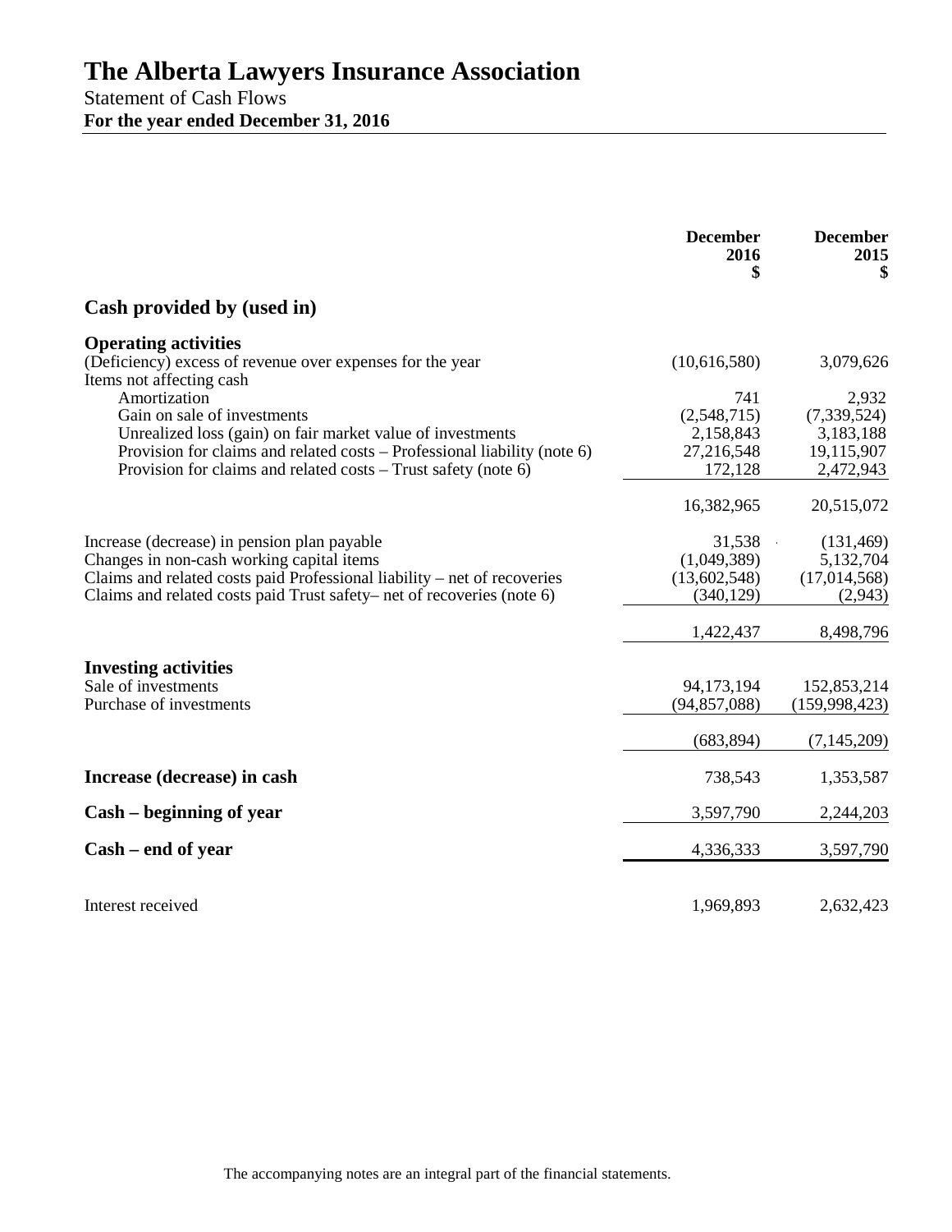# The Alberta Lawyers Insurance Association

Statement of Cash Flows

**For the year ended December 31, 2016**

| | December 2016 $ | December 2015 $ |
|---|---|---|
| **Cash provided by (used in)** | | |
| **Operating activities** | | |
| (Deficiency) excess of revenue over expenses for the year | (10,616,580) | 3,079,626 |
| Items not affecting cash | | |
| Amortization | 741 | 2,932 |
| Gain on sale of investments | (2,548,715) | (7,339,524) |
| Unrealized loss (gain) on fair market value of investments | 2,158,843 | 3,183,188 |
| Provision for claims and related costs – Professional liability (note 6) | 27,216,548 | 19,115,907 |
| Provision for claims and related costs – Trust safety (note 6) | 172,128 | 2,472,943 |
| | 16,382,965 | 20,515,072 |
| Increase (decrease) in pension plan payable | 31,538 | (131,469) |
| Changes in non-cash working capital items | (1,049,389) | 5,132,704 |
| Claims and related costs paid Professional liability – net of recoveries | (13,602,548) | (17,014,568) |
| Claims and related costs paid Trust safety– net of recoveries (note 6) | (340,129) | (2,943) |
| | 1,422,437 | 8,498,796 |
| **Investing activities** | | |
| Sale of investments | 94,173,194 | 152,853,214 |
| Purchase of investments | (94,857,088) | (159,998,423) |
| | (683,894) | (7,145,209) |
| **Increase (decrease) in cash** | 738,543 | 1,353,587 |
| **Cash – beginning of year** | 3,597,790 | 2,244,203 |
| **Cash – end of year** | 4,336,333 | 3,597,790 |
| Interest received | 1,969,893 | 2,632,423 |

The accompanying notes are an integral part of the financial statements.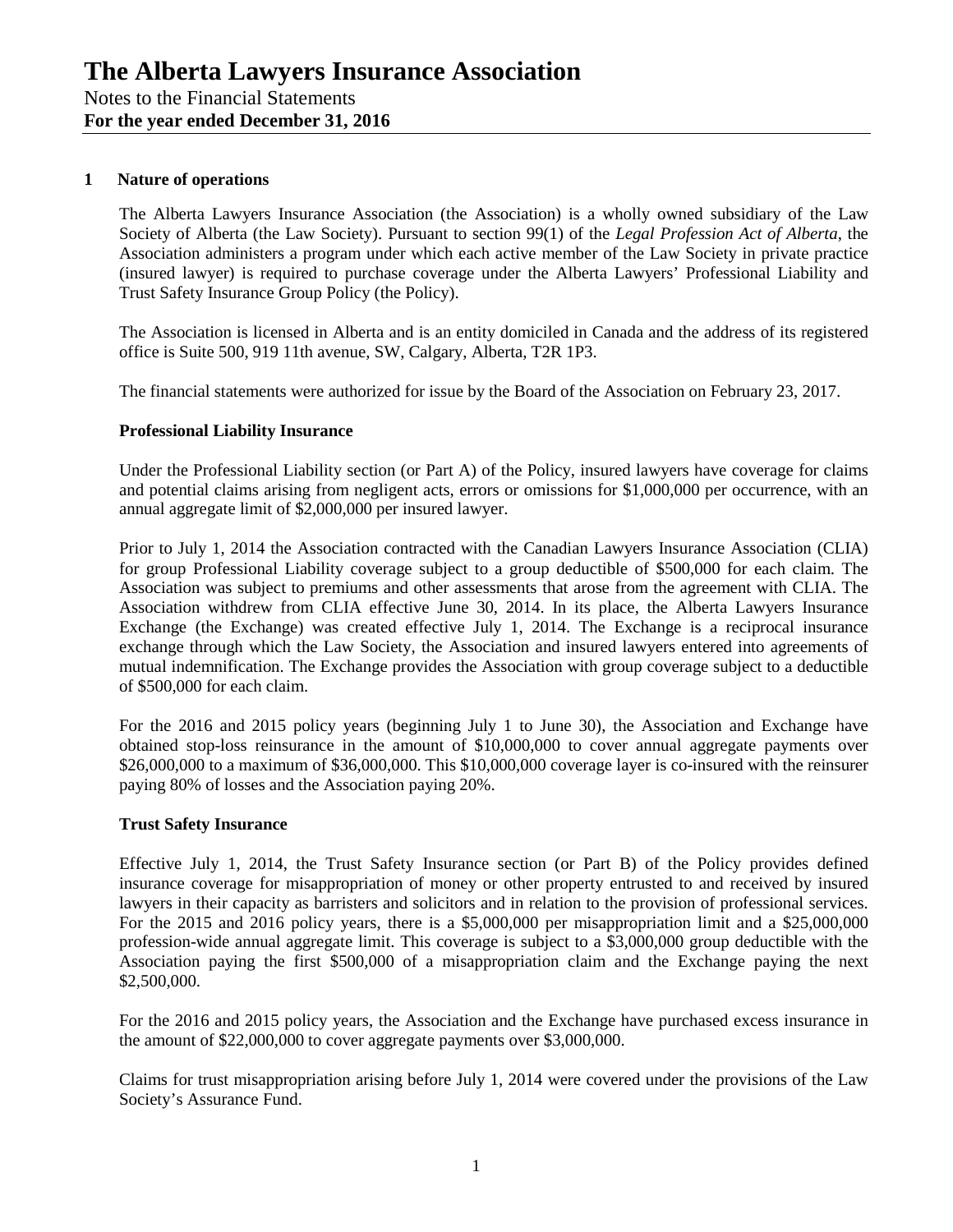# The Alberta Lawyers Insurance Association

Notes to the Financial Statements

**For the year ended December 31, 2016**

## 1 Nature of operations

The Alberta Lawyers Insurance Association (the Association) is a wholly owned subsidiary of the Law Society of Alberta (the Law Society). Pursuant to section 99(1) of the *Legal Profession Act of Alberta*, the Association administers a program under which each active member of the Law Society in private practice (insured lawyer) is required to purchase coverage under the Alberta Lawyers' Professional Liability and Trust Safety Insurance Group Policy (the Policy).

The Association is licensed in Alberta and is an entity domiciled in Canada and the address of its registered office is Suite 500, 919 11th avenue, SW, Calgary, Alberta, T2R 1P3.

The financial statements were authorized for issue by the Board of the Association on February 23, 2017.

### Professional Liability Insurance

Under the Professional Liability section (or Part A) of the Policy, insured lawyers have coverage for claims and potential claims arising from negligent acts, errors or omissions for $1,000,000 per occurrence, with an annual aggregate limit of $2,000,000 per insured lawyer.

Prior to July 1, 2014 the Association contracted with the Canadian Lawyers Insurance Association (CLIA) for group Professional Liability coverage subject to a group deductible of $500,000 for each claim. The Association was subject to premiums and other assessments that arose from the agreement with CLIA. The Association withdrew from CLIA effective June 30, 2014. In its place, the Alberta Lawyers Insurance Exchange (the Exchange) was created effective July 1, 2014. The Exchange is a reciprocal insurance exchange through which the Law Society, the Association and insured lawyers entered into agreements of mutual indemnification. The Exchange provides the Association with group coverage subject to a deductible of $500,000 for each claim.

For the 2016 and 2015 policy years (beginning July 1 to June 30), the Association and Exchange have obtained stop-loss reinsurance in the amount of $10,000,000 to cover annual aggregate payments over $26,000,000 to a maximum of $36,000,000. This $10,000,000 coverage layer is co-insured with the reinsurer paying 80% of losses and the Association paying 20%.

### Trust Safety Insurance

Effective July 1, 2014, the Trust Safety Insurance section (or Part B) of the Policy provides defined insurance coverage for misappropriation of money or other property entrusted to and received by insured lawyers in their capacity as barristers and solicitors and in relation to the provision of professional services. For the 2015 and 2016 policy years, there is a $5,000,000 per misappropriation limit and a $25,000,000 profession-wide annual aggregate limit. This coverage is subject to a $3,000,000 group deductible with the Association paying the first $500,000 of a misappropriation claim and the Exchange paying the next $2,500,000.

For the 2016 and 2015 policy years, the Association and the Exchange have purchased excess insurance in the amount of $22,000,000 to cover aggregate payments over $3,000,000.

Claims for trust misappropriation arising before July 1, 2014 were covered under the provisions of the Law Society's Assurance Fund.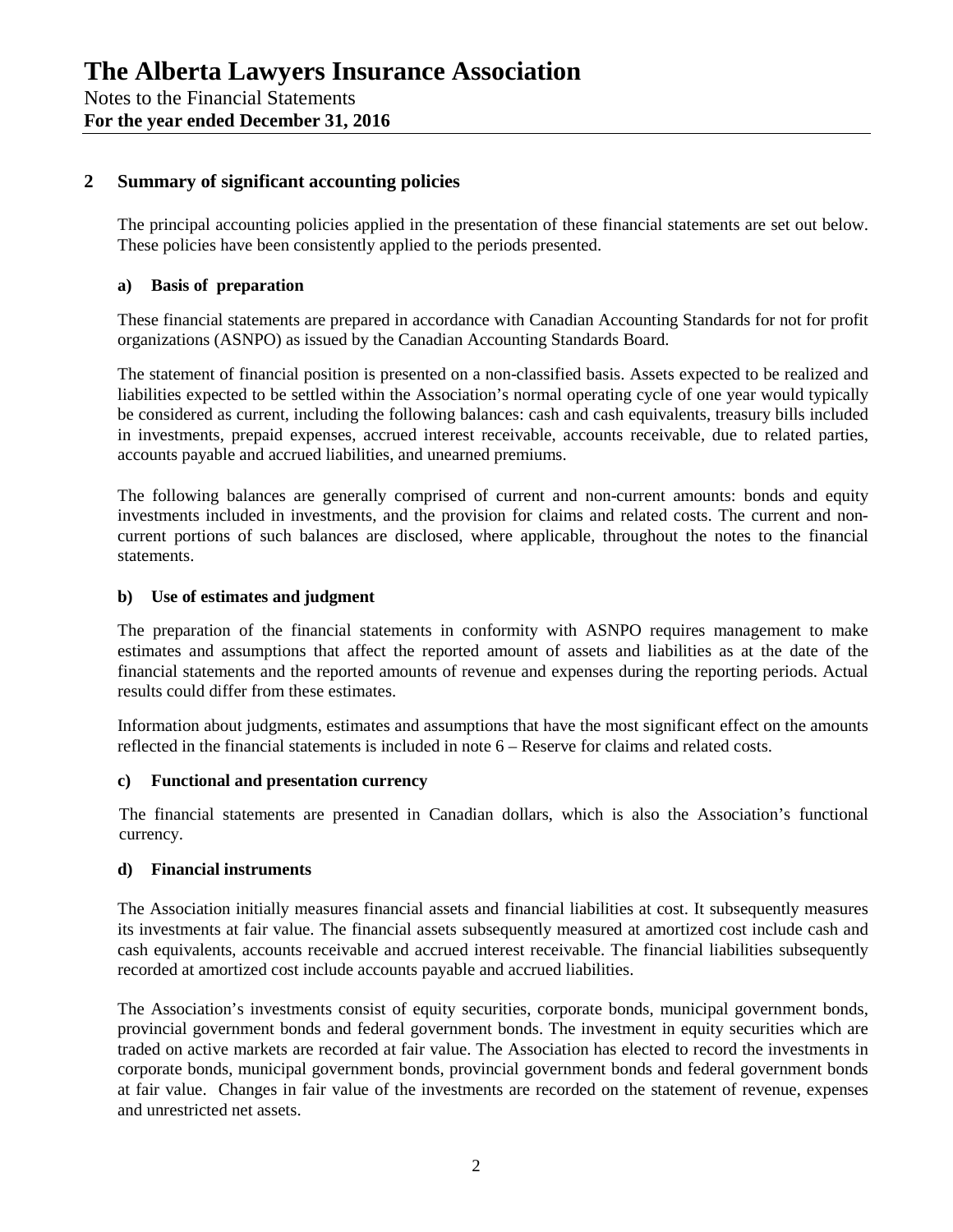# The Alberta Lawyers Insurance Association

Notes to the Financial Statements
**For the year ended December 31, 2016**

## 2 Summary of significant accounting policies

The principal accounting policies applied in the presentation of these financial statements are set out below. These policies have been consistently applied to the periods presented.

### a) Basis of preparation

These financial statements are prepared in accordance with Canadian Accounting Standards for not for profit organizations (ASNPO) as issued by the Canadian Accounting Standards Board.

The statement of financial position is presented on a non-classified basis. Assets expected to be realized and liabilities expected to be settled within the Association's normal operating cycle of one year would typically be considered as current, including the following balances: cash and cash equivalents, treasury bills included in investments, prepaid expenses, accrued interest receivable, accounts receivable, due to related parties, accounts payable and accrued liabilities, and unearned premiums.

The following balances are generally comprised of current and non-current amounts: bonds and equity investments included in investments, and the provision for claims and related costs. The current and non-current portions of such balances are disclosed, where applicable, throughout the notes to the financial statements.

### b) Use of estimates and judgment

The preparation of the financial statements in conformity with ASNPO requires management to make estimates and assumptions that affect the reported amount of assets and liabilities as at the date of the financial statements and the reported amounts of revenue and expenses during the reporting periods. Actual results could differ from these estimates.

Information about judgments, estimates and assumptions that have the most significant effect on the amounts reflected in the financial statements is included in note 6 – Reserve for claims and related costs.

### c) Functional and presentation currency

The financial statements are presented in Canadian dollars, which is also the Association's functional currency.

### d) Financial instruments

The Association initially measures financial assets and financial liabilities at cost. It subsequently measures its investments at fair value. The financial assets subsequently measured at amortized cost include cash and cash equivalents, accounts receivable and accrued interest receivable. The financial liabilities subsequently recorded at amortized cost include accounts payable and accrued liabilities.

The Association's investments consist of equity securities, corporate bonds, municipal government bonds, provincial government bonds and federal government bonds. The investment in equity securities which are traded on active markets are recorded at fair value. The Association has elected to record the investments in corporate bonds, municipal government bonds, provincial government bonds and federal government bonds at fair value. Changes in fair value of the investments are recorded on the statement of revenue, expenses and unrestricted net assets.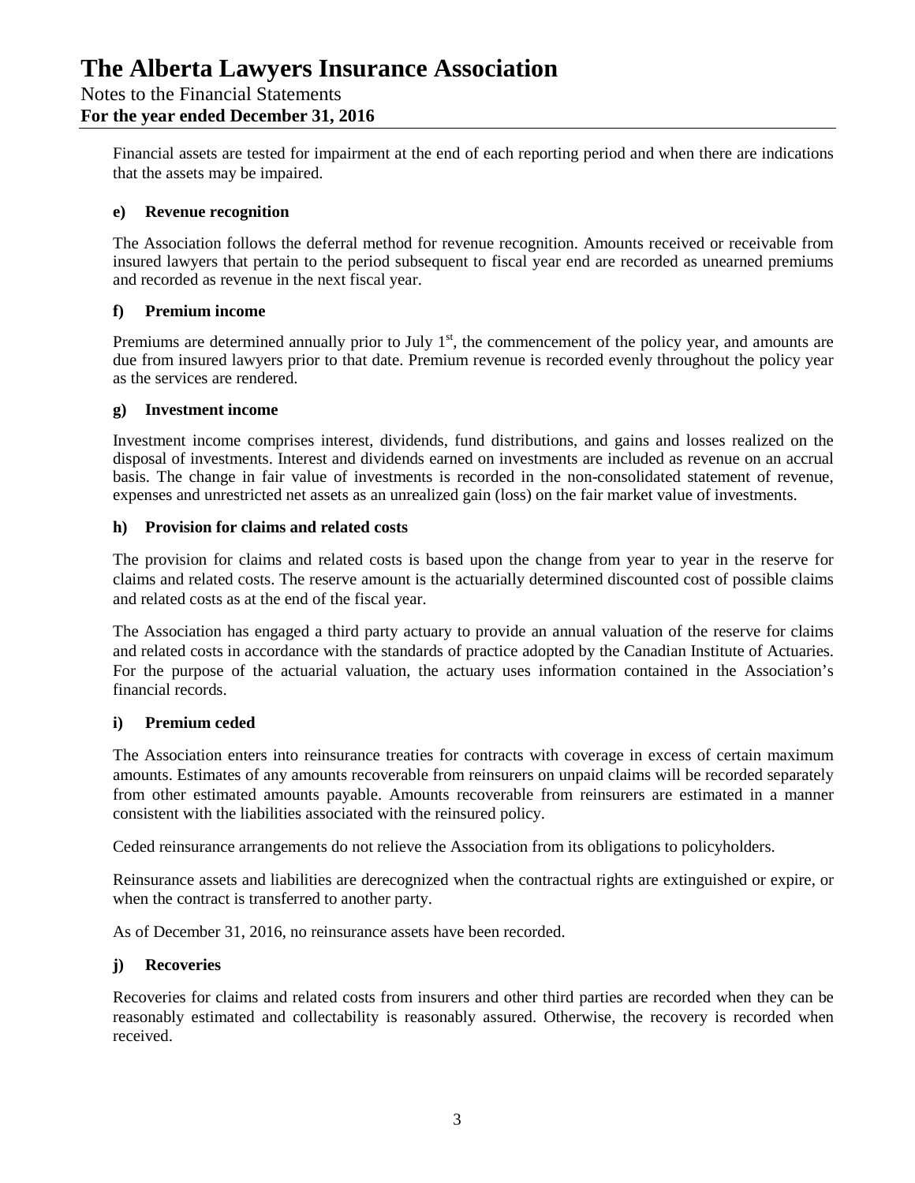Financial assets are tested for impairment at the end of each reporting period and when there are indications that the assets may be impaired.

#### e) Revenue recognition

The Association follows the deferral method for revenue recognition. Amounts received or receivable from insured lawyers that pertain to the period subsequent to fiscal year end are recorded as unearned premiums and recorded as revenue in the next fiscal year.

#### f) Premium income

Premiums are determined annually prior to July 1st, the commencement of the policy year, and amounts are due from insured lawyers prior to that date. Premium revenue is recorded evenly throughout the policy year as the services are rendered.

#### g) Investment income

Investment income comprises interest, dividends, fund distributions, and gains and losses realized on the disposal of investments. Interest and dividends earned on investments are included as revenue on an accrual basis. The change in fair value of investments is recorded in the non-consolidated statement of revenue, expenses and unrestricted net assets as an unrealized gain (loss) on the fair market value of investments.

#### h) Provision for claims and related costs

The provision for claims and related costs is based upon the change from year to year in the reserve for claims and related costs. The reserve amount is the actuarially determined discounted cost of possible claims and related costs as at the end of the fiscal year.

The Association has engaged a third party actuary to provide an annual valuation of the reserve for claims and related costs in accordance with the standards of practice adopted by the Canadian Institute of Actuaries. For the purpose of the actuarial valuation, the actuary uses information contained in the Association's financial records.

#### i) Premium ceded

The Association enters into reinsurance treaties for contracts with coverage in excess of certain maximum amounts. Estimates of any amounts recoverable from reinsurers on unpaid claims will be recorded separately from other estimated amounts payable. Amounts recoverable from reinsurers are estimated in a manner consistent with the liabilities associated with the reinsured policy.

Ceded reinsurance arrangements do not relieve the Association from its obligations to policyholders.

Reinsurance assets and liabilities are derecognized when the contractual rights are extinguished or expire, or when the contract is transferred to another party.

As of December 31, 2016, no reinsurance assets have been recorded.

#### j) Recoveries

Recoveries for claims and related costs from insurers and other third parties are recorded when they can be reasonably estimated and collectability is reasonably assured. Otherwise, the recovery is recorded when received.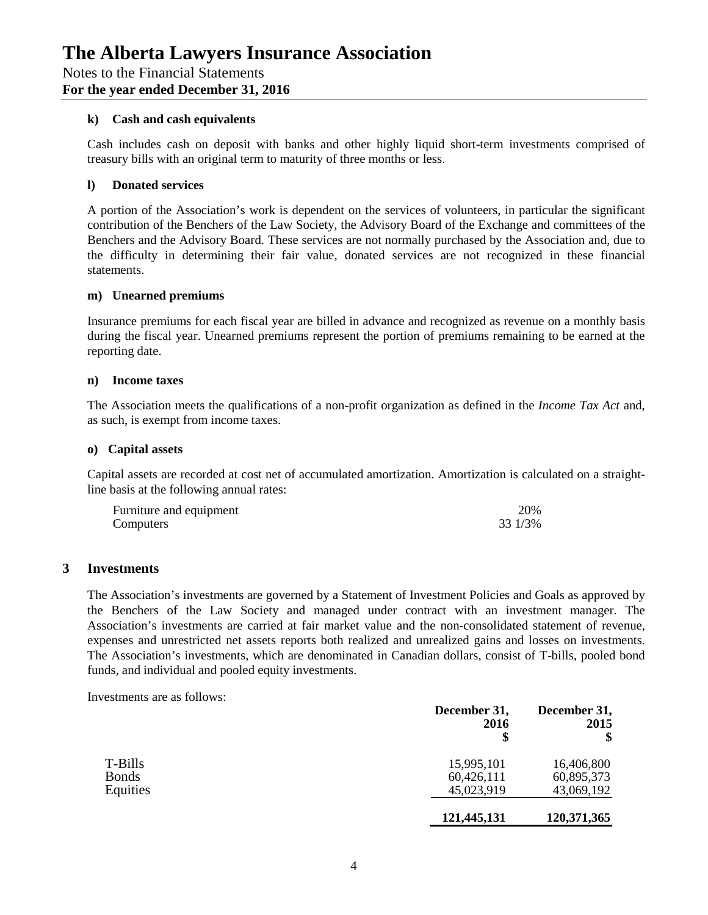#### k) Cash and cash equivalents

Cash includes cash on deposit with banks and other highly liquid short-term investments comprised of treasury bills with an original term to maturity of three months or less.

#### l) Donated services

A portion of the Association's work is dependent on the services of volunteers, in particular the significant contribution of the Benchers of the Law Society, the Advisory Board of the Exchange and committees of the Benchers and the Advisory Board. These services are not normally purchased by the Association and, due to the difficulty in determining their fair value, donated services are not recognized in these financial statements.

#### m) Unearned premiums

Insurance premiums for each fiscal year are billed in advance and recognized as revenue on a monthly basis during the fiscal year. Unearned premiums represent the portion of premiums remaining to be earned at the reporting date.

#### n) Income taxes

The Association meets the qualifications of a non-profit organization as defined in the *Income Tax Act* and, as such, is exempt from income taxes.

#### o) Capital assets

Capital assets are recorded at cost net of accumulated amortization. Amortization is calculated on a straight-line basis at the following annual rates:

| | |
|---|---|
| Furniture and equipment | 20% |
| Computers | 33 1/3% |

## 3 Investments

The Association's investments are governed by a Statement of Investment Policies and Goals as approved by the Benchers of the Law Society and managed under contract with an investment manager. The Association's investments are carried at fair market value and the non-consolidated statement of revenue, expenses and unrestricted net assets reports both realized and unrealized gains and losses on investments. The Association's investments, which are denominated in Canadian dollars, consist of T-bills, pooled bond funds, and individual and pooled equity investments.

Investments are as follows:

| | December 31, 2016 $ | December 31, 2015 $ |
|---|---|---|
| T-Bills | 15,995,101 | 16,406,800 |
| Bonds | 60,426,111 | 60,895,373 |
| Equities | 45,023,919 | 43,069,192 |
| | **121,445,131** | **120,371,365** |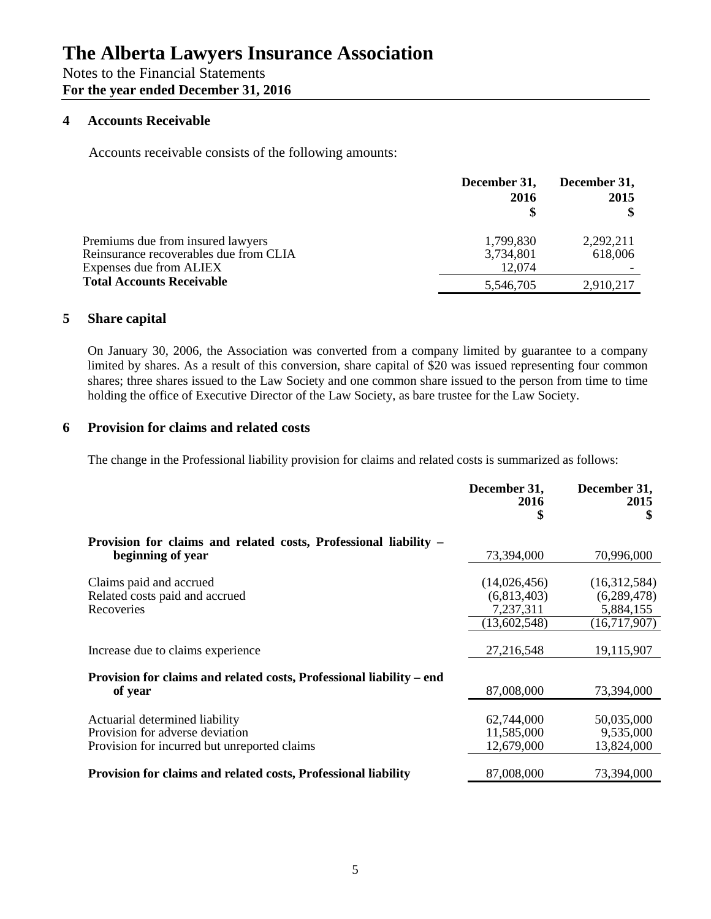# The Alberta Lawyers Insurance Association

Notes to the Financial Statements
**For the year ended December 31, 2016**

## 4 Accounts Receivable

Accounts receivable consists of the following amounts:

| | December 31, 2016 $ | December 31, 2015 $ |
|---|---|---|
| Premiums due from insured lawyers | 1,799,830 | 2,292,211 |
| Reinsurance recoverables due from CLIA | 3,734,801 | 618,006 |
| Expenses due from ALIEX | 12,074 | - |
| **Total Accounts Receivable** | 5,546,705 | 2,910,217 |

## 5 Share capital

On January 30, 2006, the Association was converted from a company limited by guarantee to a company limited by shares. As a result of this conversion, share capital of $20 was issued representing four common shares; three shares issued to the Law Society and one common share issued to the person from time to time holding the office of Executive Director of the Law Society, as bare trustee for the Law Society.

## 6 Provision for claims and related costs

The change in the Professional liability provision for claims and related costs is summarized as follows:

| | December 31, 2016 $ | December 31, 2015 $ |
|---|---|---|
| **Provision for claims and related costs, Professional liability – beginning of year** | 73,394,000 | 70,996,000 |
| Claims paid and accrued | (14,026,456) | (16,312,584) |
| Related costs paid and accrued | (6,813,403) | (6,289,478) |
| Recoveries | 7,237,311 | 5,884,155 |
| | (13,602,548) | (16,717,907) |
| Increase due to claims experience | 27,216,548 | 19,115,907 |
| **Provision for claims and related costs, Professional liability – end of year** | 87,008,000 | 73,394,000 |
| Actuarial determined liability | 62,744,000 | 50,035,000 |
| Provision for adverse deviation | 11,585,000 | 9,535,000 |
| Provision for incurred but unreported claims | 12,679,000 | 13,824,000 |
| **Provision for claims and related costs, Professional liability** | 87,008,000 | 73,394,000 |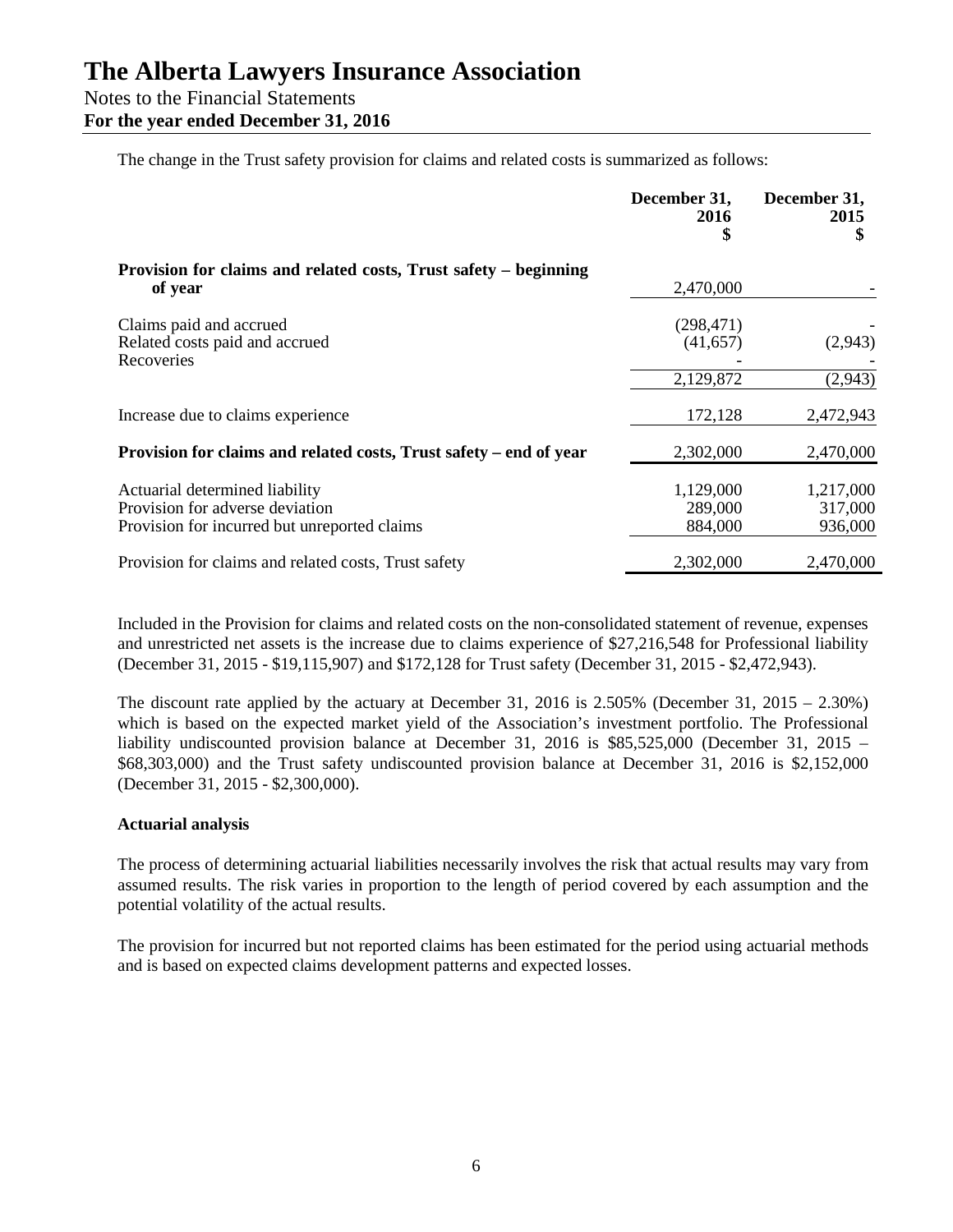The change in the Trust safety provision for claims and related costs is summarized as follows:

| | December 31, 2016 $ | December 31, 2015 $ |
|---|---|---|
| **Provision for claims and related costs, Trust safety – beginning of year** | 2,470,000 | - |
| Claims paid and accrued | (298,471) | - |
| Related costs paid and accrued | (41,657) | (2,943) |
| Recoveries | - | - |
| | 2,129,872 | (2,943) |
| Increase due to claims experience | 172,128 | 2,472,943 |
| **Provision for claims and related costs, Trust safety – end of year** | 2,302,000 | 2,470,000 |
| Actuarial determined liability | 1,129,000 | 1,217,000 |
| Provision for adverse deviation | 289,000 | 317,000 |
| Provision for incurred but unreported claims | 884,000 | 936,000 |
| Provision for claims and related costs, Trust safety | 2,302,000 | 2,470,000 |

Included in the Provision for claims and related costs on the non-consolidated statement of revenue, expenses and unrestricted net assets is the increase due to claims experience of $27,216,548 for Professional liability (December 31, 2015 - $19,115,907) and $172,128 for Trust safety (December 31, 2015 - $2,472,943).

The discount rate applied by the actuary at December 31, 2016 is 2.505% (December 31, 2015 – 2.30%) which is based on the expected market yield of the Association's investment portfolio. The Professional liability undiscounted provision balance at December 31, 2016 is $85,525,000 (December 31, 2015 – $68,303,000) and the Trust safety undiscounted provision balance at December 31, 2016 is $2,152,000 (December 31, 2015 - $2,300,000).

**Actuarial analysis**

The process of determining actuarial liabilities necessarily involves the risk that actual results may vary from assumed results. The risk varies in proportion to the length of period covered by each assumption and the potential volatility of the actual results.

The provision for incurred but not reported claims has been estimated for the period using actuarial methods and is based on expected claims development patterns and expected losses.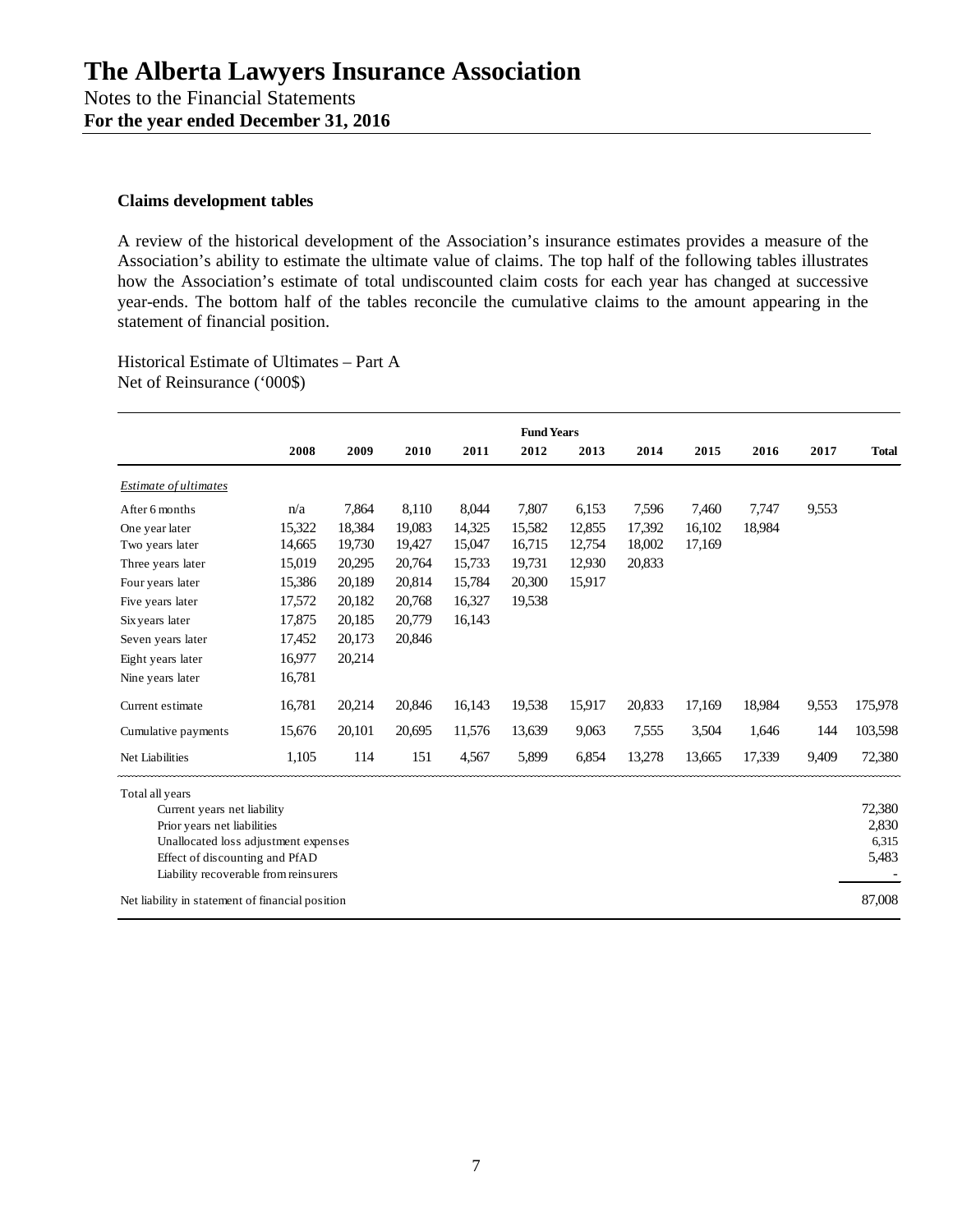# The Alberta Lawyers Insurance Association

Notes to the Financial Statements

**For the year ended December 31, 2016**

### Claims development tables

A review of the historical development of the Association's insurance estimates provides a measure of the Association's ability to estimate the ultimate value of claims. The top half of the following tables illustrates how the Association's estimate of total undiscounted claim costs for each year has changed at successive year-ends. The bottom half of the tables reconcile the cumulative claims to the amount appearing in the statement of financial position.

Historical Estimate of Ultimates – Part A
Net of Reinsurance ('000$)

| | Fund Years | | | | | | | | | | |
|---|---|---|---|---|---|---|---|---|---|---|---|
| | **2008** | **2009** | **2010** | **2011** | **2012** | **2013** | **2014** | **2015** | **2016** | **2017** | **Total** |
| *Estimate of ultimates* | | | | | | | | | | | |
| After 6 months | n/a | 7,864 | 8,110 | 8,044 | 7,807 | 6,153 | 7,596 | 7,460 | 7,747 | 9,553 | |
| One year later | 15,322 | 18,384 | 19,083 | 14,325 | 15,582 | 12,855 | 17,392 | 16,102 | 18,984 | | |
| Two years later | 14,665 | 19,730 | 19,427 | 15,047 | 16,715 | 12,754 | 18,002 | 17,169 | | | |
| Three years later | 15,019 | 20,295 | 20,764 | 15,733 | 19,731 | 12,930 | 20,833 | | | | |
| Four years later | 15,386 | 20,189 | 20,814 | 15,784 | 20,300 | 15,917 | | | | | |
| Five years later | 17,572 | 20,182 | 20,768 | 16,327 | 19,538 | | | | | | |
| Six years later | 17,875 | 20,185 | 20,779 | 16,143 | | | | | | | |
| Seven years later | 17,452 | 20,173 | 20,846 | | | | | | | | |
| Eight years later | 16,977 | 20,214 | | | | | | | | | |
| Nine years later | 16,781 | | | | | | | | | | |
| Current estimate | 16,781 | 20,214 | 20,846 | 16,143 | 19,538 | 15,917 | 20,833 | 17,169 | 18,984 | 9,553 | 175,978 |
| Cumulative payments | 15,676 | 20,101 | 20,695 | 11,576 | 13,639 | 9,063 | 7,555 | 3,504 | 1,646 | 144 | 103,598 |
| Net Liabilities | 1,105 | 114 | 151 | 4,567 | 5,899 | 6,854 | 13,278 | 13,665 | 17,339 | 9,409 | 72,380 |

| Total all years | |
|---|---|
| Current years net liability | 72,380 |
| Prior years net liabilities | 2,830 |
| Unallocated loss adjustment expenses | 6,315 |
| Effect of discounting and PfAD | 5,483 |
| Liability recoverable from reinsurers | - |
| Net liability in statement of financial position | 87,008 |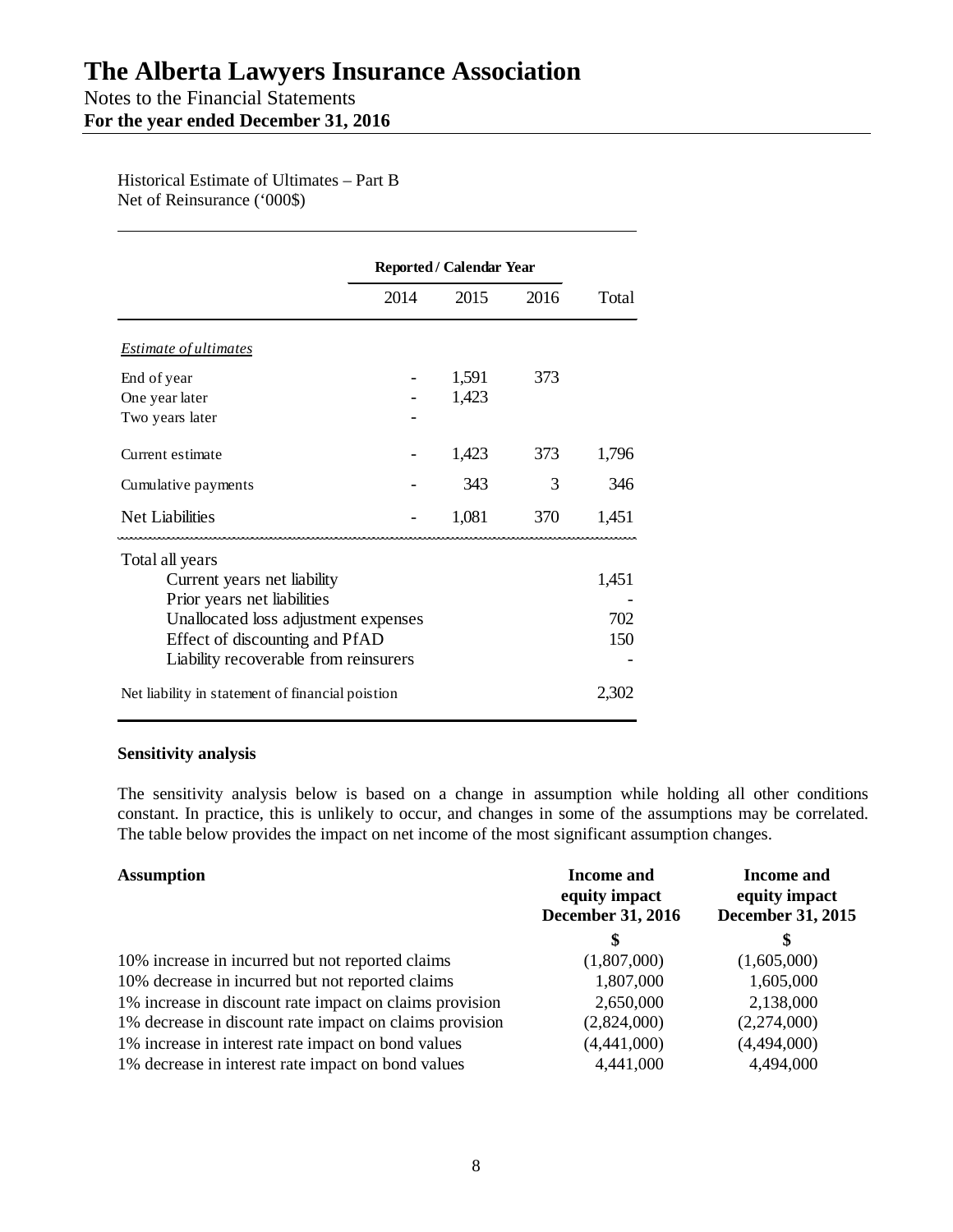# The Alberta Lawyers Insurance Association

Notes to the Financial Statements
**For the year ended December 31, 2016**

Historical Estimate of Ultimates – Part B
Net of Reinsurance ('000$)

| | **Reported / Calendar Year** | | | |
|---|---|---|---|---|
| | 2014 | 2015 | 2016 | Total |
| *Estimate of ultimates* | | | | |
| End of year | - | 1,591 | 373 | |
| One year later | - | 1,423 | | |
| Two years later | - | | | |
| Current estimate | - | 1,423 | 373 | 1,796 |
| Cumulative payments | - | 343 | 3 | 346 |
| Net Liabilities | - | 1,081 | 370 | 1,451 |
| Total all years | | | | |
| Current years net liability | | | | 1,451 |
| Prior years net liabilities | | | | - |
| Unallocated loss adjustment expenses | | | | 702 |
| Effect of discounting and PfAD | | | | 150 |
| Liability recoverable from reinsurers | | | | - |
| Net liability in statement of financial poistion | | | | 2,302 |

**Sensitivity analysis**

The sensitivity analysis below is based on a change in assumption while holding all other conditions constant. In practice, this is unlikely to occur, and changes in some of the assumptions may be correlated. The table below provides the impact on net income of the most significant assumption changes.

| **Assumption** | **Income and equity impact December 31, 2016** | **Income and equity impact December 31, 2015** |
|---|---|---|
| | **\$** | **\$** |
| 10% increase in incurred but not reported claims | (1,807,000) | (1,605,000) |
| 10% decrease in incurred but not reported claims | 1,807,000 | 1,605,000 |
| 1% increase in discount rate impact on claims provision | 2,650,000 | 2,138,000 |
| 1% decrease in discount rate impact on claims provision | (2,824,000) | (2,274,000) |
| 1% increase in interest rate impact on bond values | (4,441,000) | (4,494,000) |
| 1% decrease in interest rate impact on bond values | 4,441,000 | 4,494,000 |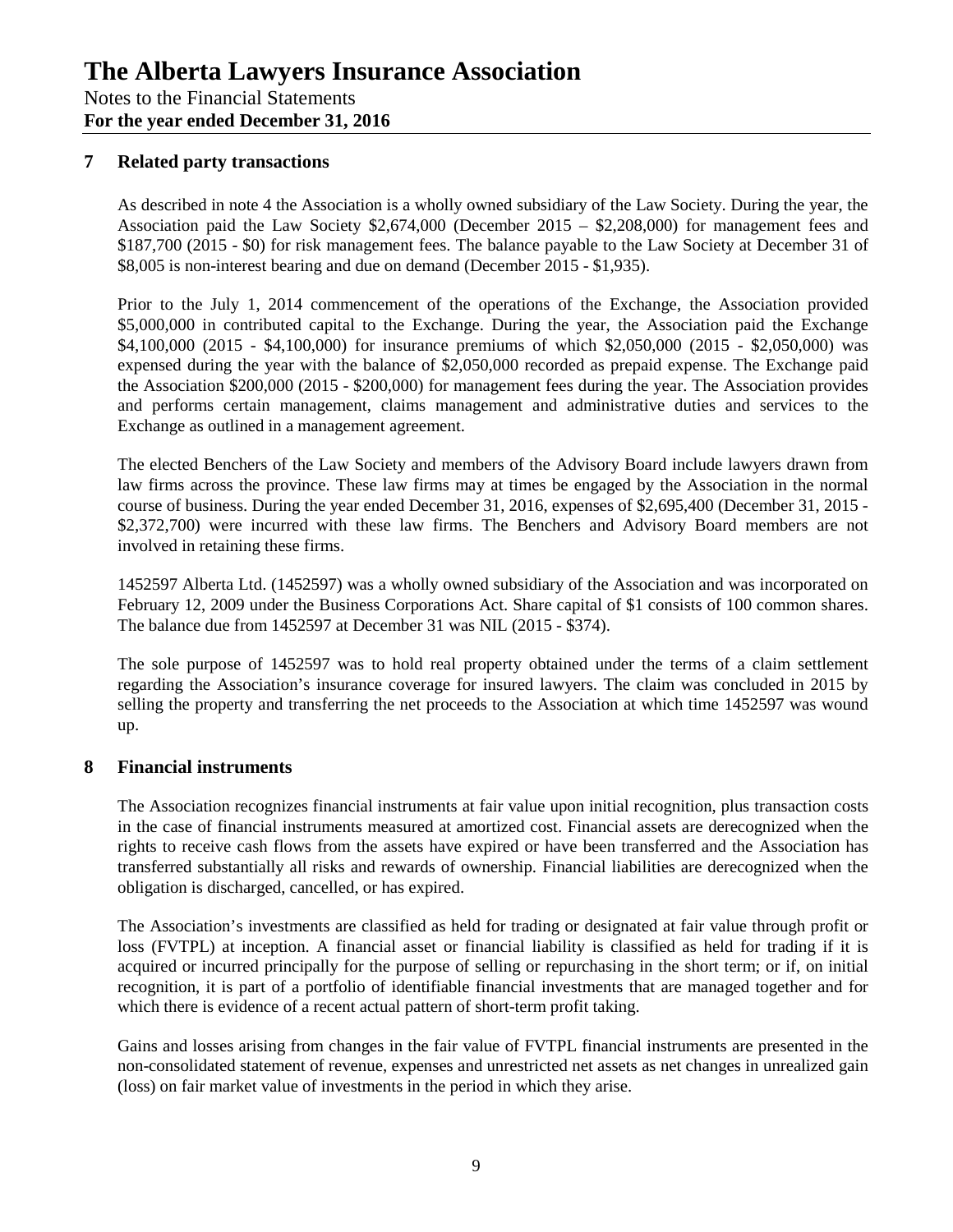# The Alberta Lawyers Insurance Association

Notes to the Financial Statements
**For the year ended December 31, 2016**

## 7 Related party transactions

As described in note 4 the Association is a wholly owned subsidiary of the Law Society. During the year, the Association paid the Law Society $2,674,000 (December 2015 – $2,208,000) for management fees and $187,700 (2015 - $0) for risk management fees. The balance payable to the Law Society at December 31 of $8,005 is non-interest bearing and due on demand (December 2015 - $1,935).

Prior to the July 1, 2014 commencement of the operations of the Exchange, the Association provided $5,000,000 in contributed capital to the Exchange. During the year, the Association paid the Exchange $4,100,000 (2015 - $4,100,000) for insurance premiums of which $2,050,000 (2015 - $2,050,000) was expensed during the year with the balance of $2,050,000 recorded as prepaid expense. The Exchange paid the Association $200,000 (2015 - $200,000) for management fees during the year. The Association provides and performs certain management, claims management and administrative duties and services to the Exchange as outlined in a management agreement.

The elected Benchers of the Law Society and members of the Advisory Board include lawyers drawn from law firms across the province. These law firms may at times be engaged by the Association in the normal course of business. During the year ended December 31, 2016, expenses of $2,695,400 (December 31, 2015 - $2,372,700) were incurred with these law firms. The Benchers and Advisory Board members are not involved in retaining these firms.

1452597 Alberta Ltd. (1452597) was a wholly owned subsidiary of the Association and was incorporated on February 12, 2009 under the Business Corporations Act. Share capital of $1 consists of 100 common shares. The balance due from 1452597 at December 31 was NIL (2015 - $374).

The sole purpose of 1452597 was to hold real property obtained under the terms of a claim settlement regarding the Association's insurance coverage for insured lawyers. The claim was concluded in 2015 by selling the property and transferring the net proceeds to the Association at which time 1452597 was wound up.

## 8 Financial instruments

The Association recognizes financial instruments at fair value upon initial recognition, plus transaction costs in the case of financial instruments measured at amortized cost. Financial assets are derecognized when the rights to receive cash flows from the assets have expired or have been transferred and the Association has transferred substantially all risks and rewards of ownership. Financial liabilities are derecognized when the obligation is discharged, cancelled, or has expired.

The Association's investments are classified as held for trading or designated at fair value through profit or loss (FVTPL) at inception. A financial asset or financial liability is classified as held for trading if it is acquired or incurred principally for the purpose of selling or repurchasing in the short term; or if, on initial recognition, it is part of a portfolio of identifiable financial investments that are managed together and for which there is evidence of a recent actual pattern of short-term profit taking.

Gains and losses arising from changes in the fair value of FVTPL financial instruments are presented in the non-consolidated statement of revenue, expenses and unrestricted net assets as net changes in unrealized gain (loss) on fair market value of investments in the period in which they arise.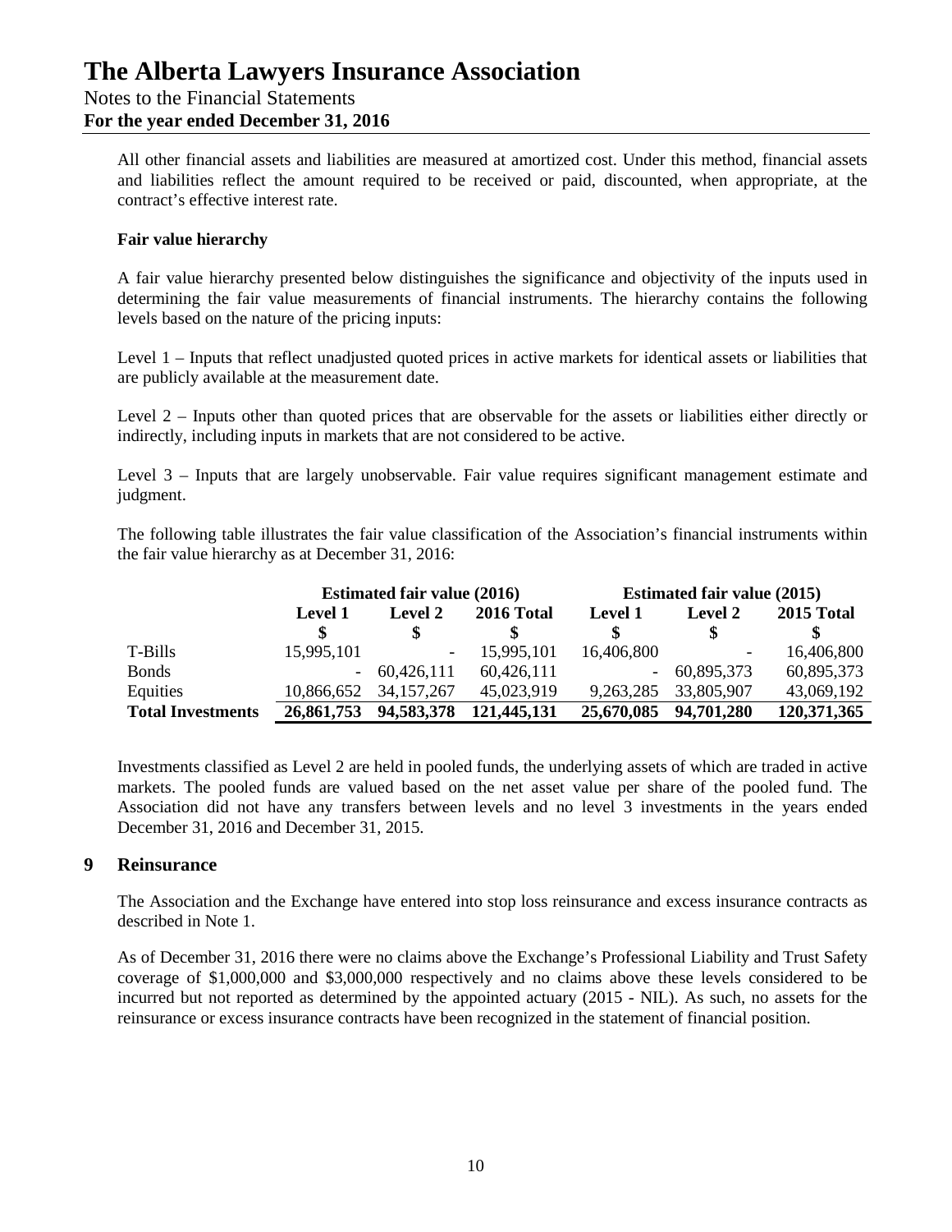All other financial assets and liabilities are measured at amortized cost. Under this method, financial assets and liabilities reflect the amount required to be received or paid, discounted, when appropriate, at the contract's effective interest rate.

**Fair value hierarchy**

A fair value hierarchy presented below distinguishes the significance and objectivity of the inputs used in determining the fair value measurements of financial instruments. The hierarchy contains the following levels based on the nature of the pricing inputs:

Level 1 – Inputs that reflect unadjusted quoted prices in active markets for identical assets or liabilities that are publicly available at the measurement date.

Level 2 – Inputs other than quoted prices that are observable for the assets or liabilities either directly or indirectly, including inputs in markets that are not considered to be active.

Level 3 – Inputs that are largely unobservable. Fair value requires significant management estimate and judgment.

The following table illustrates the fair value classification of the Association's financial instruments within the fair value hierarchy as at December 31, 2016:

| | **Estimated fair value (2016)** | | | **Estimated fair value (2015)** | | |
|---|---|---|---|---|---|---|
| | **Level 1** | **Level 2** | **2016 Total** | **Level 1** | **Level 2** | **2015 Total** |
| | **$** | **$** | **$** | **$** | **$** | **$** |
| T-Bills | 15,995,101 | - | 15,995,101 | 16,406,800 | - | 16,406,800 |
| Bonds | - | 60,426,111 | 60,426,111 | - | 60,895,373 | 60,895,373 |
| Equities | 10,866,652 | 34,157,267 | 45,023,919 | 9,263,285 | 33,805,907 | 43,069,192 |
| **Total Investments** | **26,861,753** | **94,583,378** | **121,445,131** | **25,670,085** | **94,701,280** | **120,371,365** |

Investments classified as Level 2 are held in pooled funds, the underlying assets of which are traded in active markets. The pooled funds are valued based on the net asset value per share of the pooled fund. The Association did not have any transfers between levels and no level 3 investments in the years ended December 31, 2016 and December 31, 2015.

## 9 Reinsurance

The Association and the Exchange have entered into stop loss reinsurance and excess insurance contracts as described in Note 1.

As of December 31, 2016 there were no claims above the Exchange's Professional Liability and Trust Safety coverage of $1,000,000 and $3,000,000 respectively and no claims above these levels considered to be incurred but not reported as determined by the appointed actuary (2015 - NIL). As such, no assets for the reinsurance or excess insurance contracts have been recognized in the statement of financial position.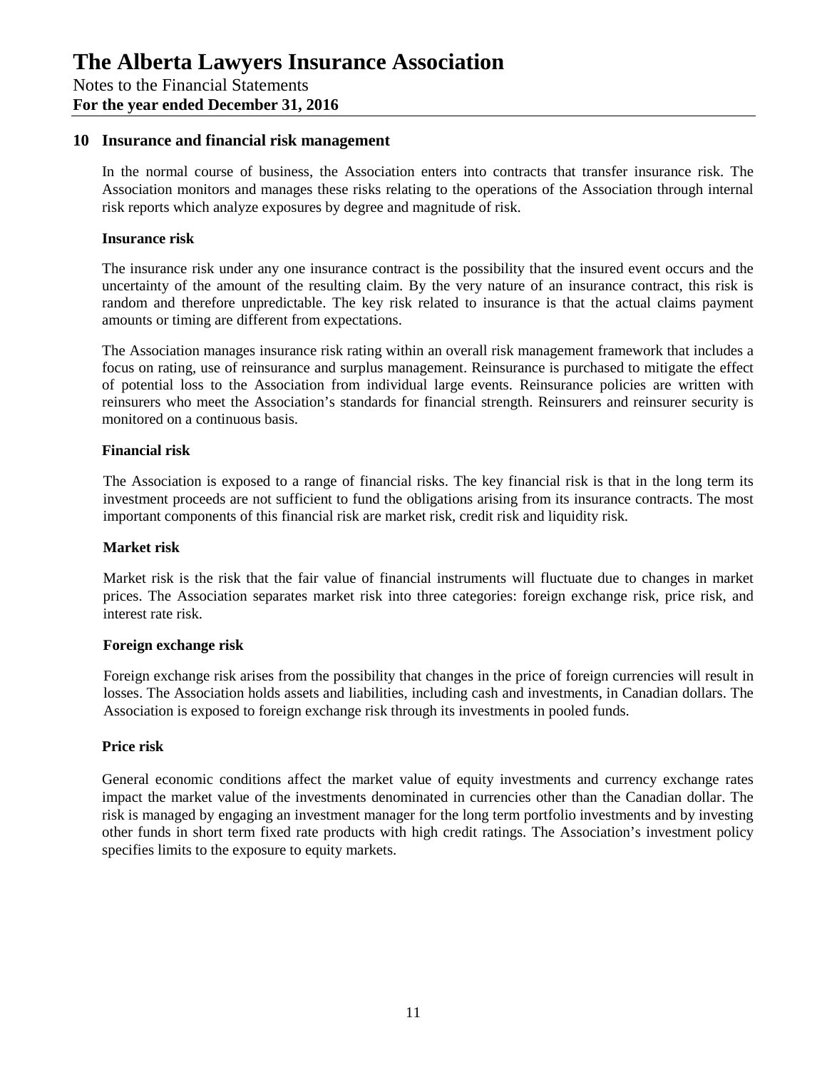## 10 Insurance and financial risk management

In the normal course of business, the Association enters into contracts that transfer insurance risk. The Association monitors and manages these risks relating to the operations of the Association through internal risk reports which analyze exposures by degree and magnitude of risk.

**Insurance risk**

The insurance risk under any one insurance contract is the possibility that the insured event occurs and the uncertainty of the amount of the resulting claim. By the very nature of an insurance contract, this risk is random and therefore unpredictable. The key risk related to insurance is that the actual claims payment amounts or timing are different from expectations.

The Association manages insurance risk rating within an overall risk management framework that includes a focus on rating, use of reinsurance and surplus management. Reinsurance is purchased to mitigate the effect of potential loss to the Association from individual large events. Reinsurance policies are written with reinsurers who meet the Association's standards for financial strength. Reinsurers and reinsurer security is monitored on a continuous basis.

**Financial risk**

The Association is exposed to a range of financial risks. The key financial risk is that in the long term its investment proceeds are not sufficient to fund the obligations arising from its insurance contracts. The most important components of this financial risk are market risk, credit risk and liquidity risk.

**Market risk**

Market risk is the risk that the fair value of financial instruments will fluctuate due to changes in market prices. The Association separates market risk into three categories: foreign exchange risk, price risk, and interest rate risk.

**Foreign exchange risk**

Foreign exchange risk arises from the possibility that changes in the price of foreign currencies will result in losses. The Association holds assets and liabilities, including cash and investments, in Canadian dollars. The Association is exposed to foreign exchange risk through its investments in pooled funds.

**Price risk**

General economic conditions affect the market value of equity investments and currency exchange rates impact the market value of the investments denominated in currencies other than the Canadian dollar. The risk is managed by engaging an investment manager for the long term portfolio investments and by investing other funds in short term fixed rate products with high credit ratings. The Association's investment policy specifies limits to the exposure to equity markets.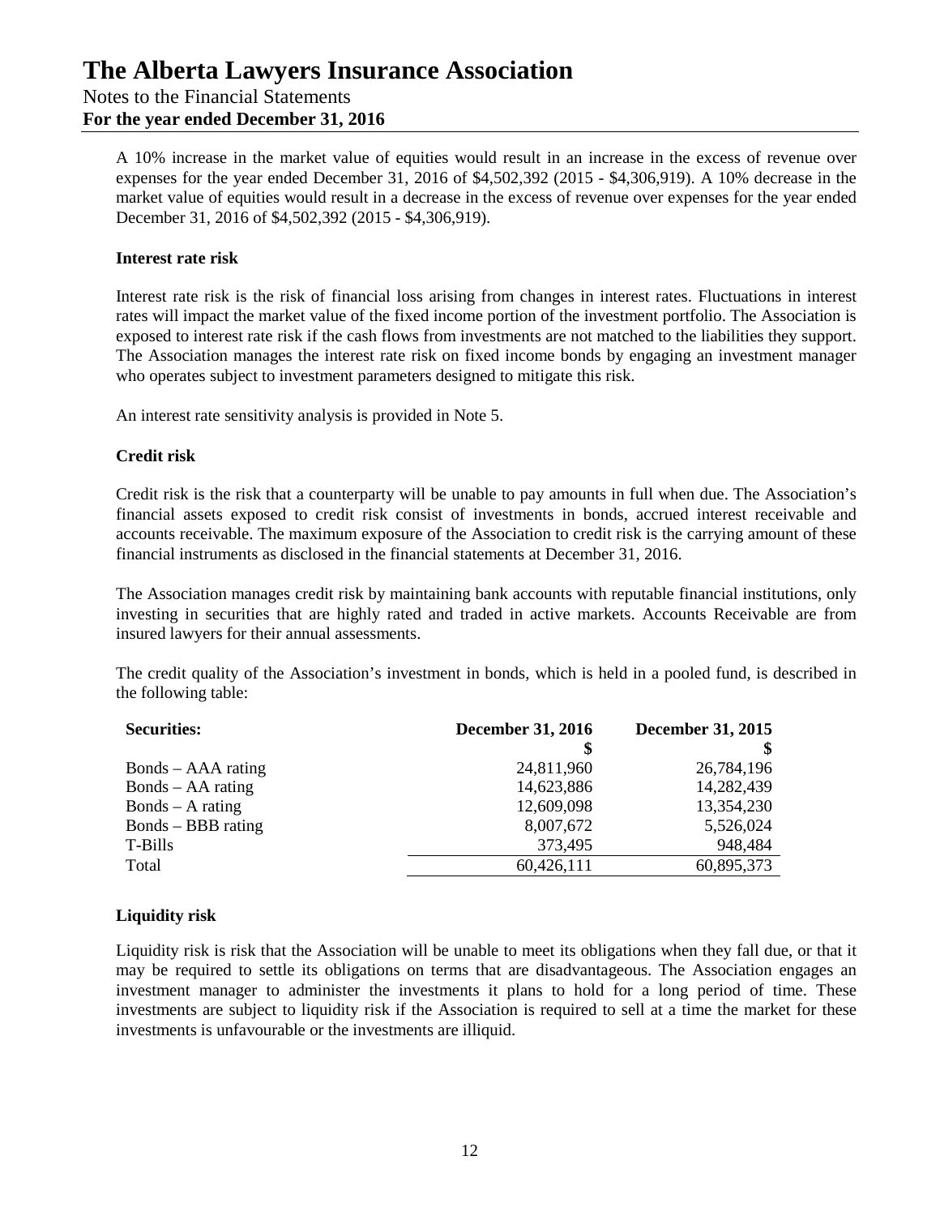A 10% increase in the market value of equities would result in an increase in the excess of revenue over expenses for the year ended December 31, 2016 of $4,502,392 (2015 - $4,306,919). A 10% decrease in the market value of equities would result in a decrease in the excess of revenue over expenses for the year ended December 31, 2016 of $4,502,392 (2015 - $4,306,919).

**Interest rate risk**

Interest rate risk is the risk of financial loss arising from changes in interest rates. Fluctuations in interest rates will impact the market value of the fixed income portion of the investment portfolio. The Association is exposed to interest rate risk if the cash flows from investments are not matched to the liabilities they support. The Association manages the interest rate risk on fixed income bonds by engaging an investment manager who operates subject to investment parameters designed to mitigate this risk.

An interest rate sensitivity analysis is provided in Note 5.

**Credit risk**

Credit risk is the risk that a counterparty will be unable to pay amounts in full when due. The Association's financial assets exposed to credit risk consist of investments in bonds, accrued interest receivable and accounts receivable. The maximum exposure of the Association to credit risk is the carrying amount of these financial instruments as disclosed in the financial statements at December 31, 2016.

The Association manages credit risk by maintaining bank accounts with reputable financial institutions, only investing in securities that are highly rated and traded in active markets. Accounts Receivable are from insured lawyers for their annual assessments.

The credit quality of the Association's investment in bonds, which is held in a pooled fund, is described in the following table:

| **Securities:** | **December 31, 2016** | **December 31, 2015** |
|---|---|---|
| | **$** | **$** |
| Bonds – AAA rating | 24,811,960 | 26,784,196 |
| Bonds – AA rating | 14,623,886 | 14,282,439 |
| Bonds – A rating | 12,609,098 | 13,354,230 |
| Bonds – BBB rating | 8,007,672 | 5,526,024 |
| T-Bills | 373,495 | 948,484 |
| Total | 60,426,111 | 60,895,373 |

**Liquidity risk**

Liquidity risk is risk that the Association will be unable to meet its obligations when they fall due, or that it may be required to settle its obligations on terms that are disadvantageous. The Association engages an investment manager to administer the investments it plans to hold for a long period of time. These investments are subject to liquidity risk if the Association is required to sell at a time the market for these investments is unfavourable or the investments are illiquid.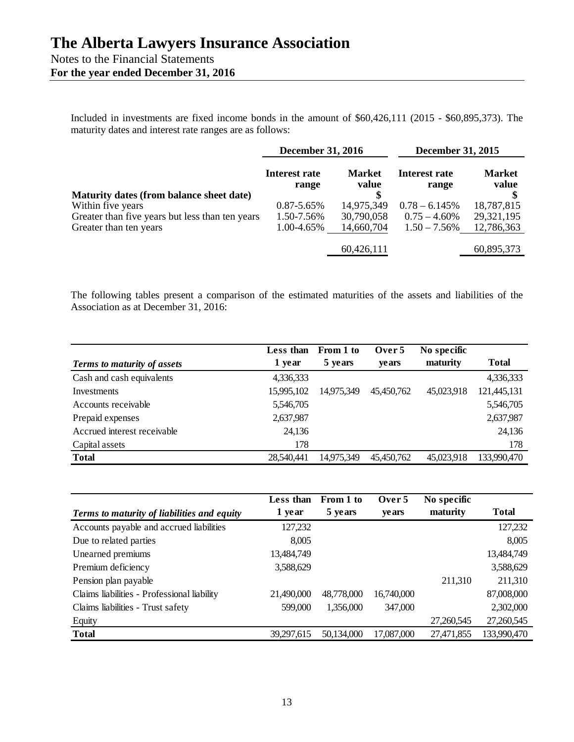Included in investments are fixed income bonds in the amount of $60,426,111 (2015 - $60,895,373). The maturity dates and interest rate ranges are as follows:

| | December 31, 2016 | | December 31, 2015 | |
|---|---|---|---|---|
| | Interest rate range | Market value | Interest rate range | Market value |
| **Maturity dates (from balance sheet date)** | | $ | | $ |
| Within five years | 0.87-5.65% | 14,975,349 | 0.78 – 6.145% | 18,787,815 |
| Greater than five years but less than ten years | 1.50-7.56% | 30,790,058 | 0.75 – 4.60% | 29,321,195 |
| Greater than ten years | 1.00-4.65% | 14,660,704 | 1.50 – 7.56% | 12,786,363 |
| | | 60,426,111 | | 60,895,373 |

The following tables present a comparison of the estimated maturities of the assets and liabilities of the Association as at December 31, 2016:

| *Terms to maturity of assets* | Less than 1 year | From 1 to 5 years | Over 5 years | No specific maturity | Total |
|---|---|---|---|---|---|
| Cash and cash equivalents | 4,336,333 | | | | 4,336,333 |
| Investments | 15,995,102 | 14,975,349 | 45,450,762 | 45,023,918 | 121,445,131 |
| Accounts receivable | 5,546,705 | | | | 5,546,705 |
| Prepaid expenses | 2,637,987 | | | | 2,637,987 |
| Accrued interest receivable | 24,136 | | | | 24,136 |
| Capital assets | 178 | | | | 178 |
| **Total** | 28,540,441 | 14,975,349 | 45,450,762 | 45,023,918 | 133,990,470 |

| *Terms to maturity of liabilities and equity* | Less than 1 year | From 1 to 5 years | Over 5 years | No specific maturity | Total |
|---|---|---|---|---|---|
| Accounts payable and accrued liabilities | 127,232 | | | | 127,232 |
| Due to related parties | 8,005 | | | | 8,005 |
| Unearned premiums | 13,484,749 | | | | 13,484,749 |
| Premium deficiency | 3,588,629 | | | | 3,588,629 |
| Pension plan payable | | | | 211,310 | 211,310 |
| Claims liabilities - Professional liability | 21,490,000 | 48,778,000 | 16,740,000 | | 87,008,000 |
| Claims liabilities - Trust safety | 599,000 | 1,356,000 | 347,000 | | 2,302,000 |
| Equity | | | | 27,260,545 | 27,260,545 |
| **Total** | 39,297,615 | 50,134,000 | 17,087,000 | 27,471,855 | 133,990,470 |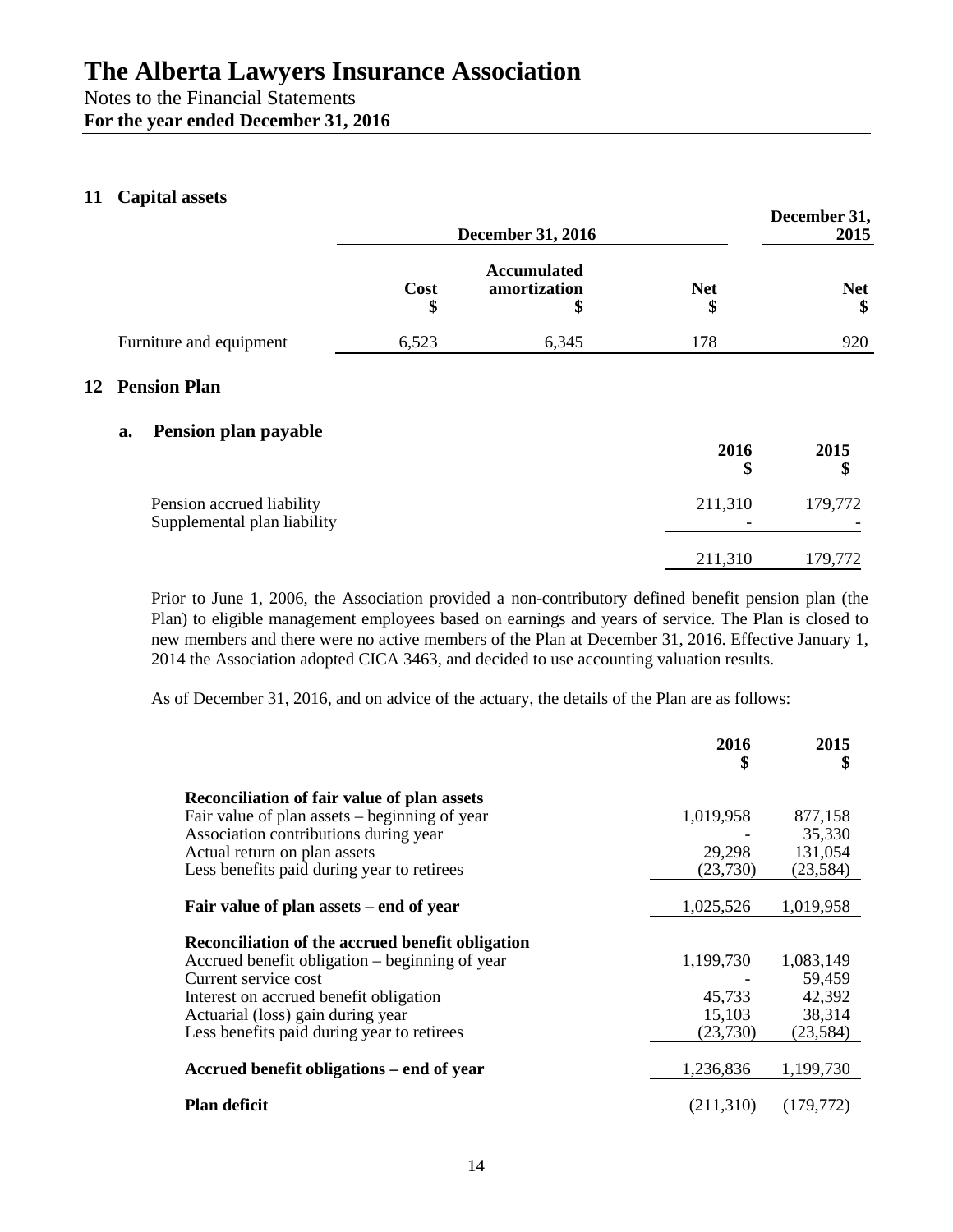# The Alberta Lawyers Insurance Association

Notes to the Financial Statements

**For the year ended December 31, 2016**

## 11 Capital assets

| | December 31, 2016 | | | December 31, 2015 |
|---|---|---|---|---|
| | **Cost \$** | **Accumulated amortization \$** | **Net \$** | **Net \$** |
| Furniture and equipment | 6,523 | 6,345 | 178 | 920 |

## 12 Pension Plan

### a. Pension plan payable

| | 2016 \$ | 2015 \$ |
|---|---|---|
| Pension accrued liability | 211,310 | 179,772 |
| Supplemental plan liability | - | - |
| | 211,310 | 179,772 |

Prior to June 1, 2006, the Association provided a non-contributory defined benefit pension plan (the Plan) to eligible management employees based on earnings and years of service. The Plan is closed to new members and there were no active members of the Plan at December 31, 2016. Effective January 1, 2014 the Association adopted CICA 3463, and decided to use accounting valuation results.

As of December 31, 2016, and on advice of the actuary, the details of the Plan are as follows:

| | 2016 \$ | 2015 \$ |
|---|---|---|
| **Reconciliation of fair value of plan assets** | | |
| Fair value of plan assets – beginning of year | 1,019,958 | 877,158 |
| Association contributions during year | - | 35,330 |
| Actual return on plan assets | 29,298 | 131,054 |
| Less benefits paid during year to retirees | (23,730) | (23,584) |
| **Fair value of plan assets – end of year** | 1,025,526 | 1,019,958 |
| **Reconciliation of the accrued benefit obligation** | | |
| Accrued benefit obligation – beginning of year | 1,199,730 | 1,083,149 |
| Current service cost | - | 59,459 |
| Interest on accrued benefit obligation | 45,733 | 42,392 |
| Actuarial (loss) gain during year | 15,103 | 38,314 |
| Less benefits paid during year to retirees | (23,730) | (23,584) |
| **Accrued benefit obligations – end of year** | 1,236,836 | 1,199,730 |
| **Plan deficit** | (211,310) | (179,772) |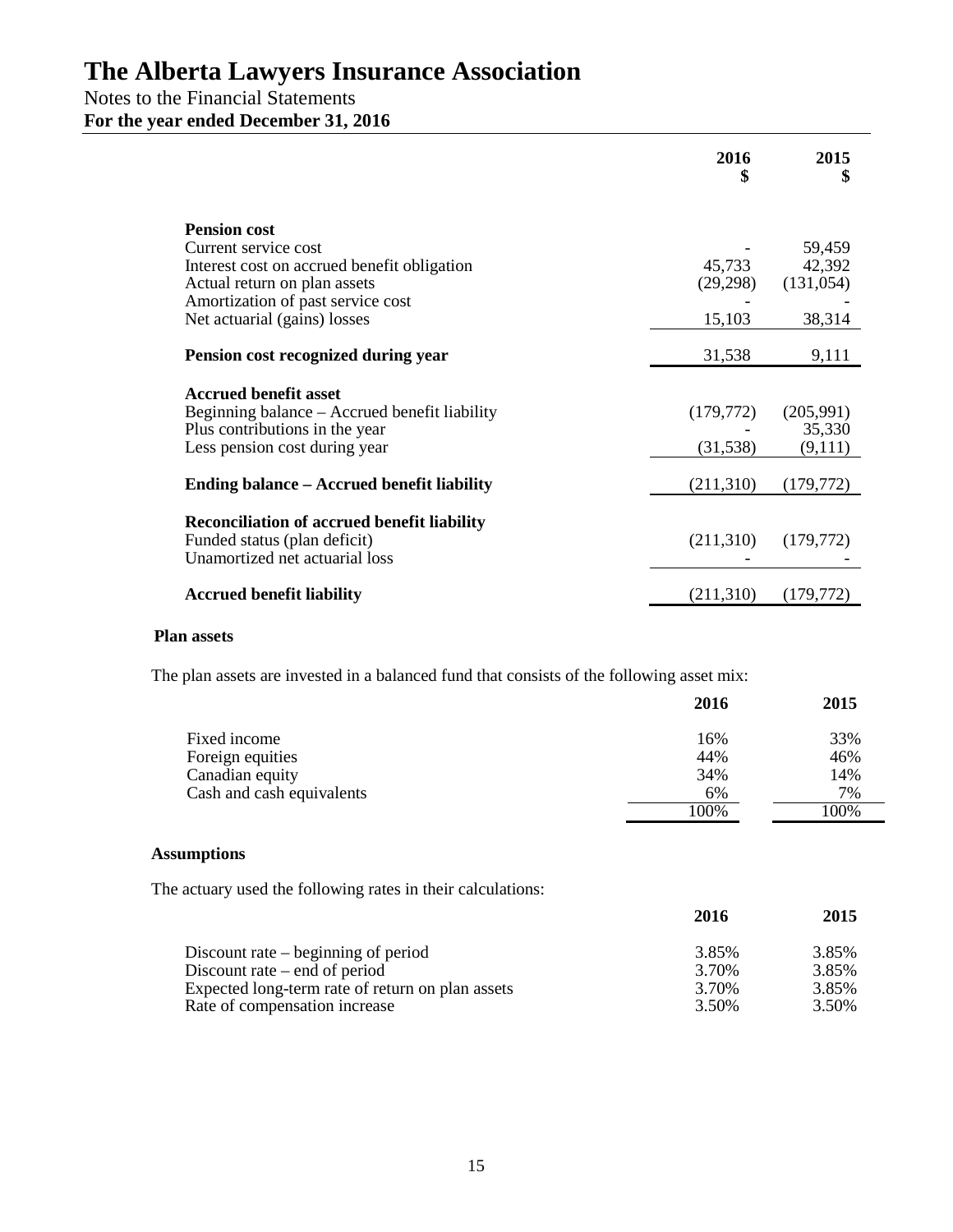# The Alberta Lawyers Insurance Association

Notes to the Financial Statements

**For the year ended December 31, 2016**

| | 2016<br>$ | 2015<br>$ |
|---|---|---|
| **Pension cost** | | |
| Current service cost | - | 59,459 |
| Interest cost on accrued benefit obligation | 45,733 | 42,392 |
| Actual return on plan assets | (29,298) | (131,054) |
| Amortization of past service cost | - | - |
| Net actuarial (gains) losses | 15,103 | 38,314 |
| **Pension cost recognized during year** | 31,538 | 9,111 |
| **Accrued benefit asset** | | |
| Beginning balance – Accrued benefit liability | (179,772) | (205,991) |
| Plus contributions in the year | - | 35,330 |
| Less pension cost during year | (31,538) | (9,111) |
| **Ending balance – Accrued benefit liability** | (211,310) | (179,772) |
| **Reconciliation of accrued benefit liability** | | |
| Funded status (plan deficit) | (211,310) | (179,772) |
| Unamortized net actuarial loss | - | - |
| **Accrued benefit liability** | (211,310) | (179,772) |

**Plan assets**

The plan assets are invested in a balanced fund that consists of the following asset mix:

| | 2016 | 2015 |
|---|---|---|
| Fixed income | 16% | 33% |
| Foreign equities | 44% | 46% |
| Canadian equity | 34% | 14% |
| Cash and cash equivalents | 6% | 7% |
| | 100% | 100% |

**Assumptions**

The actuary used the following rates in their calculations:

| | 2016 | 2015 |
|---|---|---|
| Discount rate – beginning of period | 3.85% | 3.85% |
| Discount rate – end of period | 3.70% | 3.85% |
| Expected long-term rate of return on plan assets | 3.70% | 3.85% |
| Rate of compensation increase | 3.50% | 3.50% |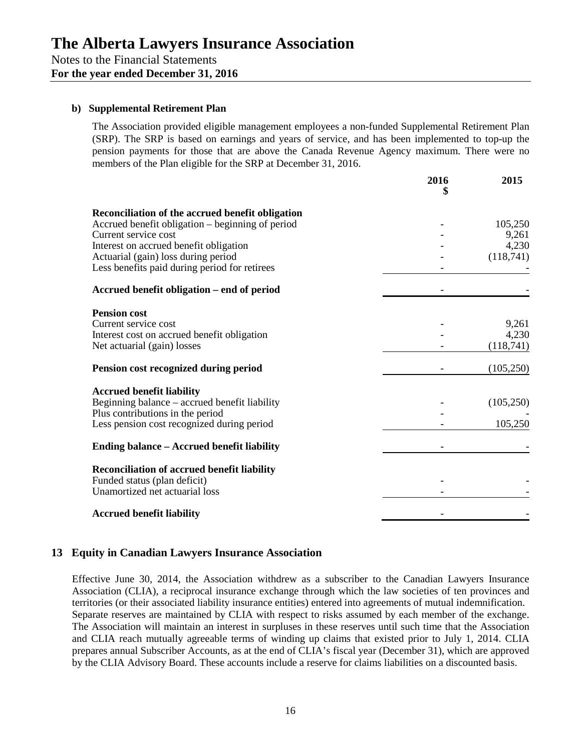# The Alberta Lawyers Insurance Association

Notes to the Financial Statements
**For the year ended December 31, 2016**

### b) Supplemental Retirement Plan

The Association provided eligible management employees a non-funded Supplemental Retirement Plan (SRP). The SRP is based on earnings and years of service, and has been implemented to top-up the pension payments for those that are above the Canada Revenue Agency maximum. There were no members of the Plan eligible for the SRP at December 31, 2016.

| | 2016 $ | 2015 |
|---|---|---|
| **Reconciliation of the accrued benefit obligation** | | |
| Accrued benefit obligation – beginning of period | - | 105,250 |
| Current service cost | - | 9,261 |
| Interest on accrued benefit obligation | - | 4,230 |
| Actuarial (gain) loss during period | - | (118,741) |
| Less benefits paid during period for retirees | - | - |
| **Accrued benefit obligation – end of period** | - | - |
| **Pension cost** | | |
| Current service cost | - | 9,261 |
| Interest cost on accrued benefit obligation | - | 4,230 |
| Net actuarial (gain) losses | - | (118,741) |
| **Pension cost recognized during period** | - | (105,250) |
| **Accrued benefit liability** | | |
| Beginning balance – accrued benefit liability | - | (105,250) |
| Plus contributions in the period | - | - |
| Less pension cost recognized during period | - | 105,250 |
| **Ending balance – Accrued benefit liability** | - | - |
| **Reconciliation of accrued benefit liability** | | |
| Funded status (plan deficit) | - | - |
| Unamortized net actuarial loss | - | - |
| **Accrued benefit liability** | - | - |

## 13 Equity in Canadian Lawyers Insurance Association

Effective June 30, 2014, the Association withdrew as a subscriber to the Canadian Lawyers Insurance Association (CLIA), a reciprocal insurance exchange through which the law societies of ten provinces and territories (or their associated liability insurance entities) entered into agreements of mutual indemnification. Separate reserves are maintained by CLIA with respect to risks assumed by each member of the exchange. The Association will maintain an interest in surpluses in these reserves until such time that the Association and CLIA reach mutually agreeable terms of winding up claims that existed prior to July 1, 2014. CLIA prepares annual Subscriber Accounts, as at the end of CLIA's fiscal year (December 31), which are approved by the CLIA Advisory Board. These accounts include a reserve for claims liabilities on a discounted basis.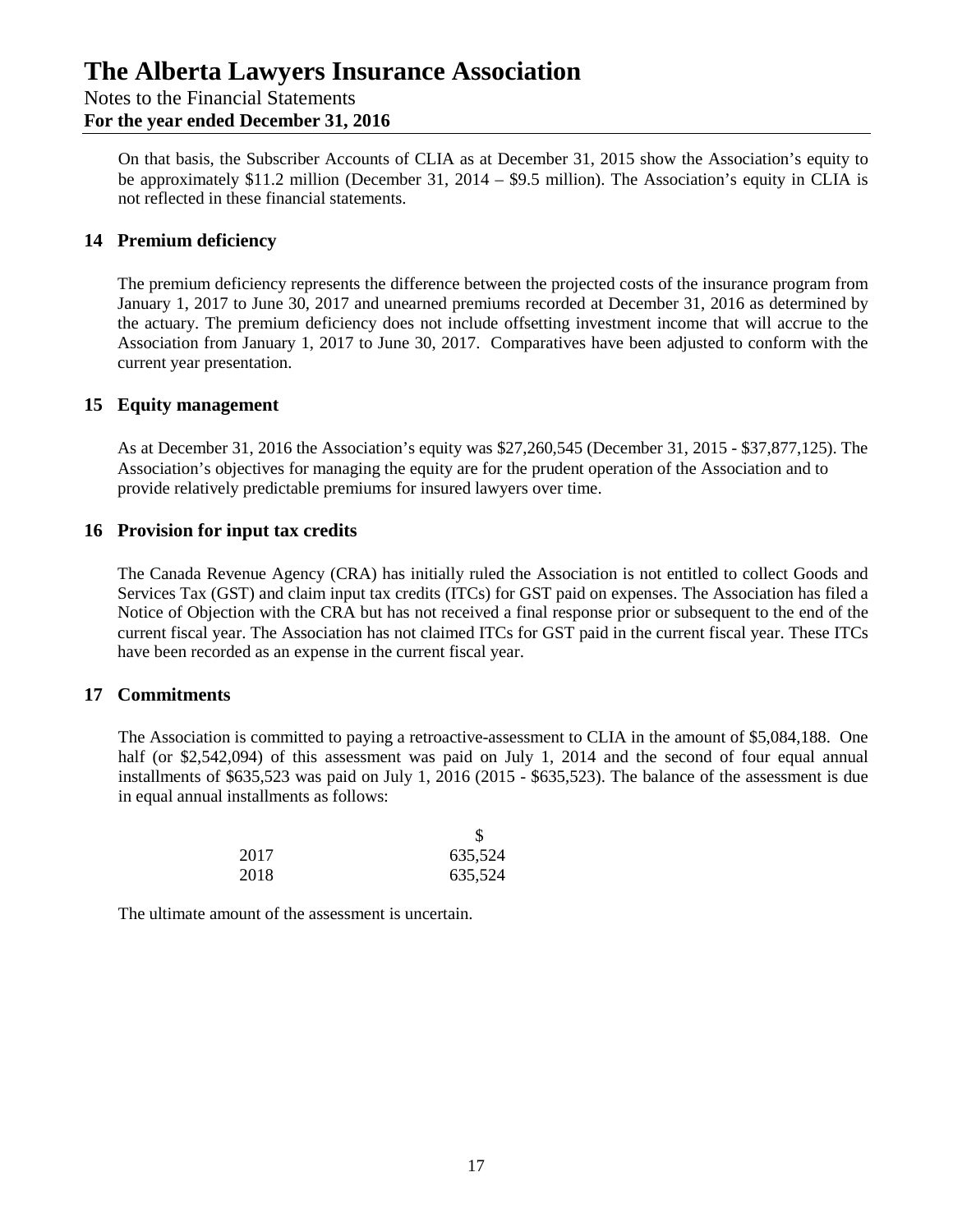On that basis, the Subscriber Accounts of CLIA as at December 31, 2015 show the Association's equity to be approximately \$11.2 million (December 31, 2014 – \$9.5 million). The Association's equity in CLIA is not reflected in these financial statements.

## 14 Premium deficiency

The premium deficiency represents the difference between the projected costs of the insurance program from January 1, 2017 to June 30, 2017 and unearned premiums recorded at December 31, 2016 as determined by the actuary. The premium deficiency does not include offsetting investment income that will accrue to the Association from January 1, 2017 to June 30, 2017. Comparatives have been adjusted to conform with the current year presentation.

## 15 Equity management

As at December 31, 2016 the Association's equity was \$27,260,545 (December 31, 2015 - \$37,877,125). The Association's objectives for managing the equity are for the prudent operation of the Association and to provide relatively predictable premiums for insured lawyers over time.

## 16 Provision for input tax credits

The Canada Revenue Agency (CRA) has initially ruled the Association is not entitled to collect Goods and Services Tax (GST) and claim input tax credits (ITCs) for GST paid on expenses. The Association has filed a Notice of Objection with the CRA but has not received a final response prior or subsequent to the end of the current fiscal year. The Association has not claimed ITCs for GST paid in the current fiscal year. These ITCs have been recorded as an expense in the current fiscal year.

## 17 Commitments

The Association is committed to paying a retroactive-assessment to CLIA in the amount of \$5,084,188. One half (or \$2,542,094) of this assessment was paid on July 1, 2014 and the second of four equal annual installments of \$635,523 was paid on July 1, 2016 (2015 - \$635,523). The balance of the assessment is due in equal annual installments as follows:

| | $ |
|---|---|
| 2017 | 635,524 |
| 2018 | 635,524 |

The ultimate amount of the assessment is uncertain.